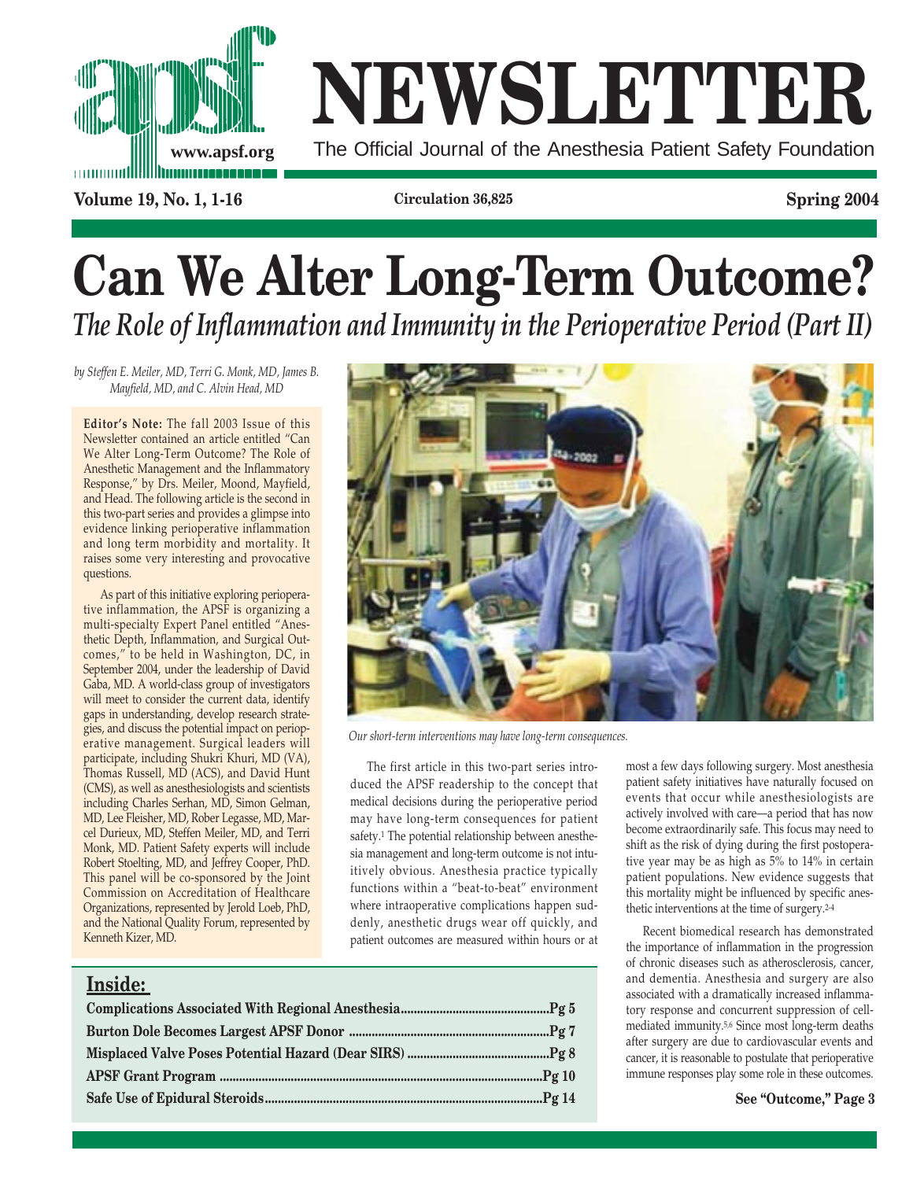# NEWSLETTER

The Official Journal of the Anesthesia Patient Safety Foundation

**Volume 19, No. 1, 1-16** | **Circulation 36,825** | **Spring 2004**

# Can We Alter Long-Term Outcome?

## *The Role of Inflammation and Immunity in the Perioperative Period (Part II)*

*by Steffen E. Meiler, MD, Terri G. Monk, MD, James B. Mayfield, MD, and C. Alvin Head, MD*

**Editor's Note:** The fall 2003 Issue of this Newsletter contained an article entitled "Can We Alter Long-Term Outcome? The Role of Anesthetic Management and the Inflammatory Response," by Drs. Meiler, Moond, Mayfield, and Head. The following article is the second in this two-part series and provides a glimpse into evidence linking perioperative inflammation and long term morbidity and mortality. It raises some very interesting and provocative questions.

As part of this initiative exploring perioperative inflammation, the APSF is organizing a multi-specialty Expert Panel entitled "Anesthetic Depth, Inflammation, and Surgical Outcomes," to be held in Washington, DC, in September 2004, under the leadership of David Gaba, MD. A world-class group of investigators will meet to consider the current data, identify gaps in understanding, develop research strategies, and discuss the potential impact on perioperative management. Surgical leaders will participate, including Shukri Khuri, MD (VA), Thomas Russell, MD (ACS), and David Hunt (CMS), as well as anesthesiologists and scientists including Charles Serhan, MD, Simon Gelman, MD, Lee Fleisher, MD, Rober Legasse, MD, Marcel Durieux, MD, Steffen Meiler, MD, and Terri Monk, MD. Patient Safety experts will include Robert Stoelting, MD, and Jeffrey Cooper, PhD. This panel will be co-sponsored by the Joint Commission on Accreditation of Healthcare Organizations, represented by Jerold Loeb, PhD, and the National Quality Forum, represented by Kenneth Kizer, MD.

*Our short-term interventions may have long-term consequences.*

The first article in this two-part series introduced the APSF readership to the concept that medical decisions during the perioperative period may have long-term consequences for patient safety.[1] The potential relationship between anesthesia management and long-term outcome is not intuitively obvious. Anesthesia practice typically functions within a "beat-to-beat" environment where intraoperative complications happen suddenly, anesthetic drugs wear off quickly, and patient outcomes are measured within hours or at most a few days following surgery. Most anesthesia patient safety initiatives have naturally focused on events that occur while anesthesiologists are actively involved with care—a period that has now become extraordinarily safe. This focus may need to shift as the risk of dying during the first postoperative year may be as high as 5% to 14% in certain patient populations. New evidence suggests that this mortality might be influenced by specific anesthetic interventions at the time of surgery.[2-4]

Recent biomedical research has demonstrated the importance of inflammation in the progression of chronic diseases such as atherosclerosis, cancer, and dementia. Anesthesia and surgery are also associated with a dramatically increased inflammatory response and concurrent suppression of cell-mediated immunity.[5,6] Since most long-term deaths after surgery are due to cardiovascular events and cancer, it is reasonable to postulate that perioperative immune responses play some role in these outcomes.

**See "Outcome," Page 3**

## Inside:

| | |
|---|---|
| **Complications Associated With Regional Anesthesia** | **Pg 5** |
| **Burton Dole Becomes Largest APSF Donor** | **Pg 7** |
| **Misplaced Valve Poses Potential Hazard (Dear SIRS)** | **Pg 8** |
| **APSF Grant Program** | **Pg 10** |
| **Safe Use of Epidural Steroids** | **Pg 14** |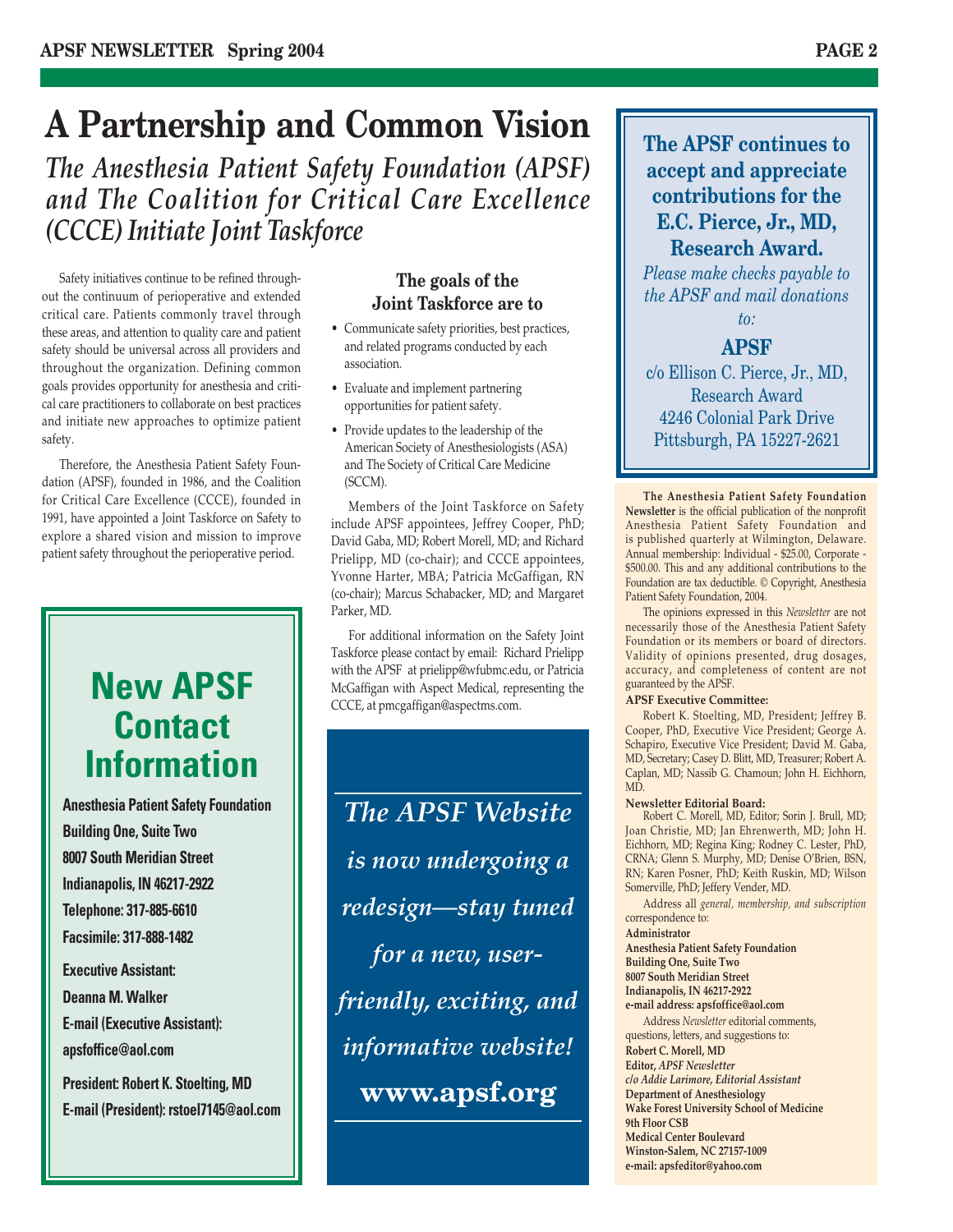# A Partnership and Common Vision

## *The Anesthesia Patient Safety Foundation (APSF) and The Coalition for Critical Care Excellence (CCCE) Initiate Joint Taskforce*

Safety initiatives continue to be refined throughout the continuum of perioperative and extended critical care. Patients commonly travel through these areas, and attention to quality care and patient safety should be universal across all providers and throughout the organization. Defining common goals provides opportunity for anesthesia and critical care practitioners to collaborate on best practices and initiate new approaches to optimize patient safety.

Therefore, the Anesthesia Patient Safety Foundation (APSF), founded in 1986, and the Coalition for Critical Care Excellence (CCCE), founded in 1991, have appointed a Joint Taskforce on Safety to explore a shared vision and mission to improve patient safety throughout the perioperative period.

### The goals of the Joint Taskforce are to

- Communicate safety priorities, best practices, and related programs conducted by each association.
- Evaluate and implement partnering opportunities for patient safety.
- Provide updates to the leadership of the American Society of Anesthesiologists (ASA) and The Society of Critical Care Medicine (SCCM).

Members of the Joint Taskforce on Safety include APSF appointees, Jeffrey Cooper, PhD; David Gaba, MD; Robert Morell, MD; and Richard Prielipp, MD (co-chair); and CCCE appointees, Yvonne Harter, MBA; Patricia McGaffigan, RN (co-chair); Marcus Schabacker, MD; and Margaret Parker, MD.

For additional information on the Safety Joint Taskforce please contact by email: Richard Prielipp with the APSF at prielipp@wfubmc.edu, or Patricia McGaffigan with Aspect Medical, representing the CCCE, at pmcgaffigan@aspectms.com.

## New APSF Contact Information

**Anesthesia Patient Safety Foundation**
**Building One, Suite Two**
**8007 South Meridian Street**
**Indianapolis, IN 46217-2922**
**Telephone: 317-885-6610**
**Facsimile: 317-888-1482**

**Executive Assistant:**
**Deanna M. Walker**
**E-mail (Executive Assistant):**
**apsfoffice@aol.com**

**President: Robert K. Stoelting, MD**
**E-mail (President): rstoel7145@aol.com**

*The APSF Website is now undergoing a redesign—stay tuned for a new, user-friendly, exciting, and informative website!*

**www.apsf.org**

**The APSF continues to accept and appreciate contributions for the E.C. Pierce, Jr., MD, Research Award.**

*Please make checks payable to the APSF and mail donations to:*

**APSF**
c/o Ellison C. Pierce, Jr., MD,
Research Award
4246 Colonial Park Drive
Pittsburgh, PA 15227-2621

**The Anesthesia Patient Safety Foundation Newsletter** is the official publication of the nonprofit Anesthesia Patient Safety Foundation and is published quarterly at Wilmington, Delaware. Annual membership: Individual - $25.00, Corporate - $500.00. This and any additional contributions to the Foundation are tax deductible. © Copyright, Anesthesia Patient Safety Foundation, 2004.

The opinions expressed in this *Newsletter* are not necessarily those of the Anesthesia Patient Safety Foundation or its members or board of directors. Validity of opinions presented, drug dosages, accuracy, and completeness of content are not guaranteed by the APSF.

**APSF Executive Committee:**
Robert K. Stoelting, MD, President; Jeffrey B. Cooper, PhD, Executive Vice President; George A. Schapiro, Executive Vice President; David M. Gaba, MD, Secretary; Casey D. Blitt, MD, Treasurer; Robert A. Caplan, MD; Nassib G. Chamoun; John H. Eichhorn, MD.

**Newsletter Editorial Board:**
Robert C. Morell, MD, Editor; Sorin J. Brull, MD; Joan Christie, MD; Jan Ehrenwerth, MD; John H. Eichhorn, MD; Regina King; Rodney C. Lester, PhD, CRNA; Glenn S. Murphy, MD; Denise O'Brien, BSN, RN; Karen Posner, PhD; Keith Ruskin, MD; Wilson Somerville, PhD; Jeffery Vender, MD.

Address all *general, membership, and subscription* correspondence to:

**Administrator**
**Anesthesia Patient Safety Foundation**
**Building One, Suite Two**
**8007 South Meridian Street**
**Indianapolis, IN 46217-2922**
**e-mail address: apsfoffice@aol.com**

Address *Newsletter* editorial comments, questions, letters, and suggestions to:

**Robert C. Morell, MD**
**Editor, *APSF Newsletter***
***c/o Addie Larimore, Editorial Assistant***
**Department of Anesthesiology**
**Wake Forest University School of Medicine**
**9th Floor CSB**
**Medical Center Boulevard**
**Winston-Salem, NC 27157-1009**
**e-mail: apsfeditor@yahoo.com**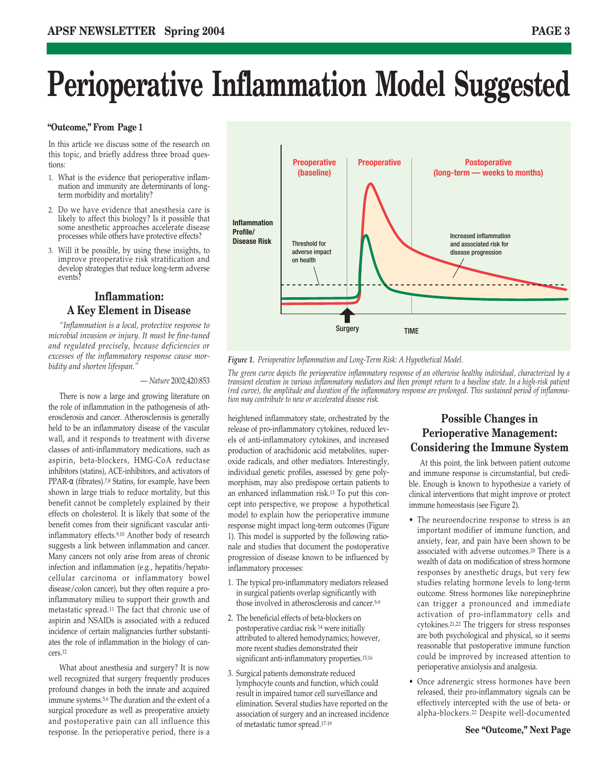# Perioperative Inflammation Model Suggested

**"Outcome," From Page 1**

In this article we discuss some of the research on this topic, and briefly address three broad questions:

1. What is the evidence that perioperative inflammation and immunity are determinants of long-term morbidity and mortality?
2. Do we have evidence that anesthesia care is likely to affect this biology? Is it possible that some anesthetic approaches accelerate disease processes while others have protective effects?
3. Will it be possible, by using these insights, to improve preoperative risk stratification and develop strategies that reduce long-term adverse events?

## Inflammation: A Key Element in Disease

*"Inflammation is a local, protective response to microbial invasion or injury. It must be fine-tuned and regulated precisely, because deficiencies or excesses of the inflammatory response cause morbidity and shorten lifespan."*

— *Nature* 2002;420:853

There is now a large and growing literature on the role of inflammation in the pathogenesis of atherosclerosis and cancer. Atherosclerosis is generally held to be an inflammatory disease of the vascular wall, and it responds to treatment with diverse classes of anti-inflammatory medications, such as aspirin, beta-blockers, HMG-CoA reductase inhibitors (statins), ACE-inhibitors, and activators of PPAR-α (fibrates).[7,8] Statins, for example, have been shown in large trials to reduce mortality, but this benefit cannot be completely explained by their effects on cholesterol. It is likely that some of the benefit comes from their significant vascular anti-inflammatory effects.[9,10] Another body of research suggests a link between inflammation and cancer. Many cancers not only arise from areas of chronic infection and inflammation (e.g., hepatitis/hepatocellular carcinoma or inflammatory bowel disease/colon cancer), but they often require a pro-inflammatory milieu to support their growth and metastatic spread.[11] The fact that chronic use of aspirin and NSAIDs is associated with a reduced incidence of certain malignancies further substantiates the role of inflammation in the biology of cancers.[12]

What about anesthesia and surgery? It is now well recognized that surgery frequently produces profound changes in both the innate and acquired immune systems.[5,6] The duration and the extent of a surgical procedure as well as preoperative anxiety and postoperative pain can all influence this response. In the perioperative period, there is a heightened inflammatory state, orchestrated by the release of pro-inflammatory cytokines, reduced levels of anti-inflammatory cytokines, and increased production of arachidonic acid metabolites, superoxide radicals, and other mediators. Interestingly, individual genetic profiles, assessed by gene polymorphism, may also predispose certain patients to an enhanced inflammation risk.[13] To put this concept into perspective, we propose a hypothetical model to explain how the perioperative immune response might impact long-term outcomes (Figure 1). This model is supported by the following rationale and studies that document the postoperative progression of disease known to be influenced by inflammatory processes:

1. The typical pro-inflammatory mediators released in surgical patients overlap significantly with those involved in atherosclerosis and cancer.[5-9]
2. The beneficial effects of beta-blockers on postoperative cardiac risk[14] were initially attributed to altered hemodynamics; however, more recent studies demonstrated their significant anti-inflammatory properties.[15,16]
3. Surgical patients demonstrate reduced lymphocyte counts and function, which could result in impaired tumor cell surveillance and elimination. Several studies have reported on the association of surgery and an increased incidence of metastatic tumor spread.[17-19]

*Figure 1. Perioperative Inflammation and Long-Term Risk: A Hypothetical Model.*

*The green curve depicts the perioperative inflammatory response of an otherwise healthy individual, characterized by a transient elevation in various inflammatory mediators and then prompt return to a baseline state. In a high-risk patient (red curve), the amplitude and duration of the inflammatory response are prolonged. This sustained period of inflammation may contribute to new or accelerated disease risk.*

## Possible Changes in Perioperative Management: Considering the Immune System

At this point, the link between patient outcome and immune response is circumstantial, but credible. Enough is known to hypothesize a variety of clinical interventions that might improve or protect immune homeostasis (see Figure 2).

- The neuroendocrine response to stress is an important modifier of immune function, and anxiety, fear, and pain have been shown to be associated with adverse outcomes.[20] There is a wealth of data on modification of stress hormone responses by anesthetic drugs, but very few studies relating hormone levels to long-term outcome. Stress hormones like norepinephrine can trigger a pronounced and immediate activation of pro-inflammatory cells and cytokines.[21,22] The triggers for stress responses are both psychological and physical, so it seems reasonable that postoperative immune function could be improved by increased attention to perioperative anxiolysis and analgesia.
- Once adrenergic stress hormones have been released, their pro-inflammatory signals can be effectively intercepted with the use of beta- or alpha-blockers.[22] Despite well-documented

**See "Outcome," Next Page**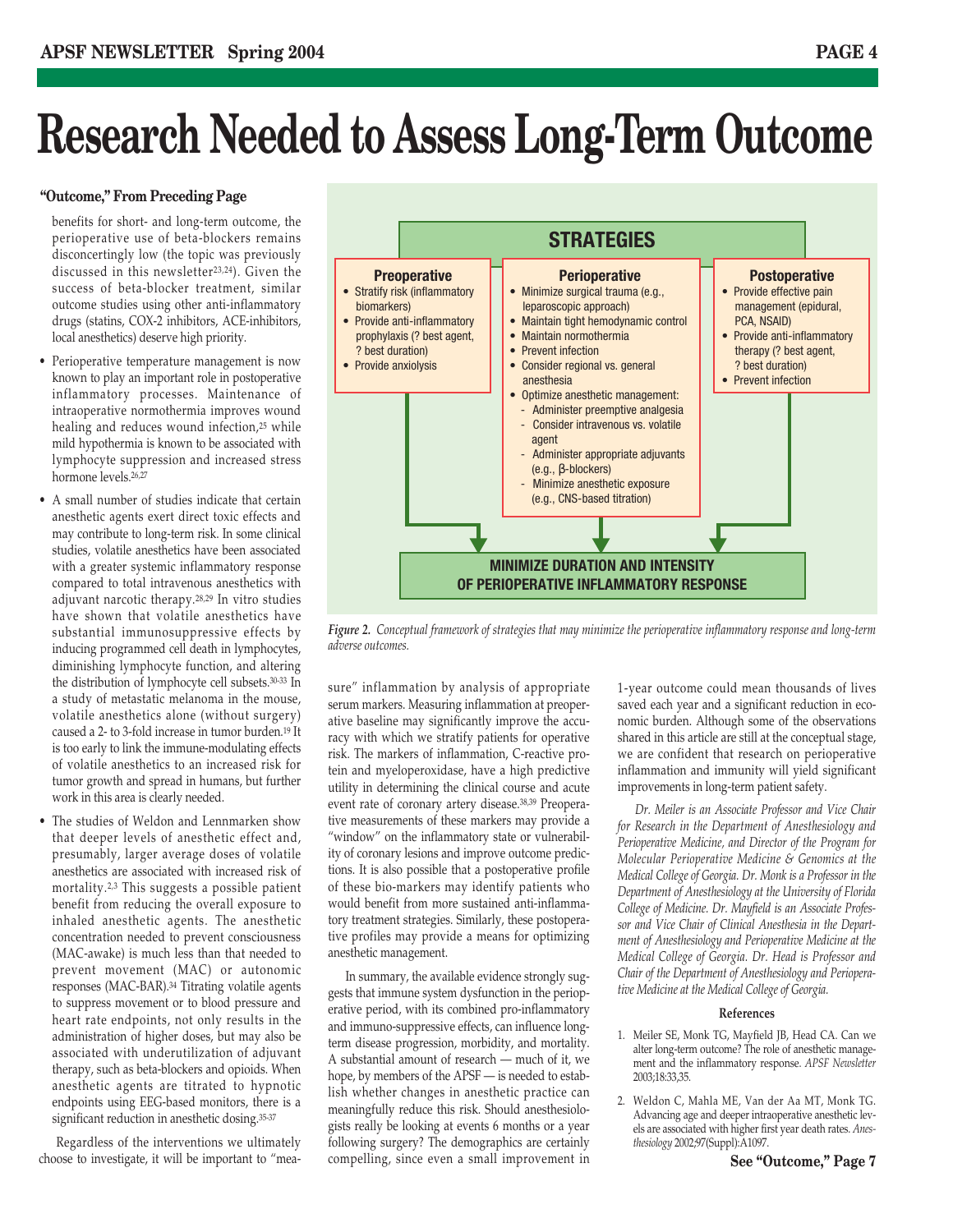# Research Needed to Assess Long-Term Outcome

**"Outcome," From Preceding Page**

benefits for short- and long-term outcome, the perioperative use of beta-blockers remains disconcertingly low (the topic was previously discussed in this newsletter[23,24]). Given the success of beta-blocker treatment, similar outcome studies using other anti-inflammatory drugs (statins, COX-2 inhibitors, ACE-inhibitors, local anesthetics) deserve high priority.

- Perioperative temperature management is now known to play an important role in postoperative inflammatory processes. Maintenance of intraoperative normothermia improves wound healing and reduces wound infection,[25] while mild hypothermia is known to be associated with lymphocyte suppression and increased stress hormone levels.[26,27]
- A small number of studies indicate that certain anesthetic agents exert direct toxic effects and may contribute to long-term risk. In some clinical studies, volatile anesthetics have been associated with a greater systemic inflammatory response compared to total intravenous anesthetics with adjuvant narcotic therapy.[28,29] In vitro studies have shown that volatile anesthetics have substantial immunosuppressive effects by inducing programmed cell death in lymphocytes, diminishing lymphocyte function, and altering the distribution of lymphocyte cell subsets.[30-33] In a study of metastatic melanoma in the mouse, volatile anesthetics alone (without surgery) caused a 2- to 3-fold increase in tumor burden.[19] It is too early to link the immune-modulating effects of volatile anesthetics to an increased risk for tumor growth and spread in humans, but further work in this area is clearly needed.
- The studies of Weldon and Lennmarken show that deeper levels of anesthetic effect and, presumably, larger average doses of volatile anesthetics are associated with increased risk of mortality.[2,3] This suggests a possible patient benefit from reducing the overall exposure to inhaled anesthetic agents. The anesthetic concentration needed to prevent consciousness (MAC-awake) is much less than that needed to prevent movement (MAC) or autonomic responses (MAC-BAR).[34] Titrating volatile agents to suppress movement or to blood pressure and heart rate endpoints, not only results in the administration of higher doses, but may also be associated with underutilization of adjuvant therapy, such as beta-blockers and opioids. When anesthetic agents are titrated to hypnotic endpoints using EEG-based monitors, there is a significant reduction in anesthetic dosing.[35-37]

Regardless of the interventions we ultimately choose to investigate, it will be important to "measure" inflammation by analysis of appropriate serum markers. Measuring inflammation at preoperative baseline may significantly improve the accuracy with which we stratify patients for operative risk. The markers of inflammation, C-reactive protein and myeloperoxidase, have a high predictive utility in determining the clinical course and acute event rate of coronary artery disease.[38,39] Preoperative measurements of these markers may provide a "window" on the inflammatory state or vulnerability of coronary lesions and improve outcome predictions. It is also possible that a postoperative profile of these bio-markers may identify patients who would benefit from more sustained anti-inflammatory treatment strategies. Similarly, these postoperative profiles may provide a means for optimizing anesthetic management.

**STRATEGIES**

**Preoperative**
- Stratify risk (inflammatory biomarkers)
- Provide anti-inflammatory prophylaxis (? best agent, ? best duration)
- Provide anxiolysis

**Perioperative**
- Minimize surgical trauma (e.g., leparoscopic approach)
- Maintain tight hemodynamic control
- Maintain normothermia
- Prevent infection
- Consider regional vs. general anesthesia
- Optimize anesthetic management:
  - Administer preemptive analgesia
  - Consider intravenous vs. volatile agent
  - Administer appropriate adjuvants (e.g., β-blockers)
  - Minimize anesthetic exposure (e.g., CNS-based titration)

**Postoperative**
- Provide effective pain management (epidural, PCA, NSAID)
- Provide anti-inflammatory therapy (? best agent, ? best duration)
- Prevent infection

**MINIMIZE DURATION AND INTENSITY OF PERIOPERATIVE INFLAMMATORY RESPONSE**

*Figure 2. Conceptual framework of strategies that may minimize the perioperative inflammatory response and long-term adverse outcomes.*

In summary, the available evidence strongly suggests that immune system dysfunction in the perioperative period, with its combined pro-inflammatory and immuno-suppressive effects, can influence long-term disease progression, morbidity, and mortality. A substantial amount of research — much of it, we hope, by members of the APSF — is needed to establish whether changes in anesthetic practice can meaningfully reduce this risk. Should anesthesiologists really be looking at events 6 months or a year following surgery? The demographics are certainly compelling, since even a small improvement in 1-year outcome could mean thousands of lives saved each year and a significant reduction in economic burden. Although some of the observations shared in this article are still at the conceptual stage, we are confident that research on perioperative inflammation and immunity will yield significant improvements in long-term patient safety.

*Dr. Meiler is an Associate Professor and Vice Chair for Research in the Department of Anesthesiology and Perioperative Medicine, and Director of the Program for Molecular Perioperative Medicine & Genomics at the Medical College of Georgia. Dr. Monk is a Professor in the Department of Anesthesiology at the University of Florida College of Medicine. Dr. Mayfield is an Associate Professor and Vice Chair of Clinical Anesthesia in the Department of Anesthesiology and Perioperative Medicine at the Medical College of Georgia. Dr. Head is Professor and Chair of the Department of Anesthesiology and Perioperative Medicine at the Medical College of Georgia.*

### References

1. Meiler SE, Monk TG, Mayfield JB, Head CA. Can we alter long-term outcome? The role of anesthetic management and the inflammatory response. *APSF Newsletter* 2003;18:33,35.
2. Weldon C, Mahla ME, Van der Aa MT, Monk TG. Advancing age and deeper intraoperative anesthetic levels are associated with higher first year death rates. *Anesthesiology* 2002;97(Suppl):A1097.

**See "Outcome," Page 7**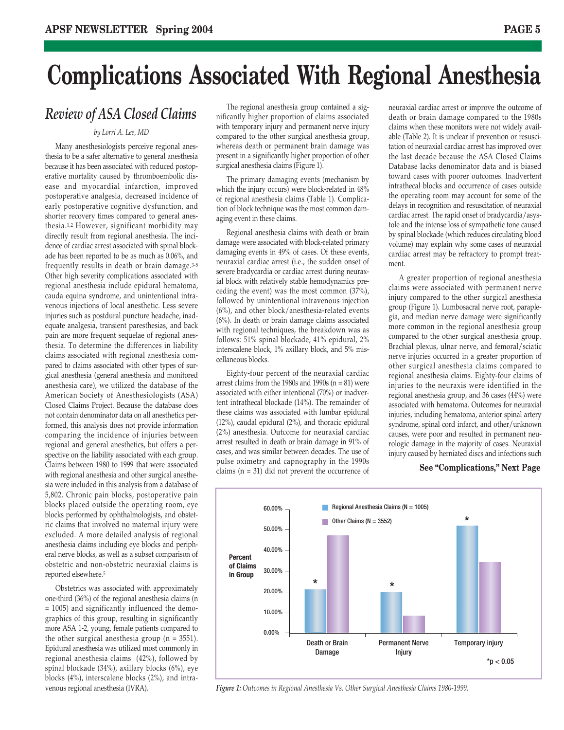# Complications Associated With Regional Anesthesia

## Review of ASA Closed Claims

*by Lorri A. Lee, MD*

Many anesthesiologists perceive regional anesthesia to be a safer alternative to general anesthesia because it has been associated with reduced postoperative mortality caused by thromboembolic disease and myocardial infarction, improved postoperative analgesia, decreased incidence of early postoperative cognitive dysfunction, and shorter recovery times compared to general anesthesia.[1,2] However, significant morbidity may directly result from regional anesthesia. The incidence of cardiac arrest associated with spinal blockade has been reported to be as much as 0.06%, and frequently results in death or brain damage.[3-5] Other high severity complications associated with regional anesthesia include epidural hematoma, cauda equina syndrome, and unintentional intravenous injections of local anesthetic. Less severe injuries such as postdural puncture headache, inadequate analgesia, transient paresthesias, and back pain are more frequent sequelae of regional anesthesia. To determine the differences in liability claims associated with regional anesthesia compared to claims associated with other types of surgical anesthesia (general anesthesia and monitored anesthesia care), we utilized the database of the American Society of Anesthesiologists (ASA) Closed Claims Project. Because the database does not contain denominator data on all anesthetics performed, this analysis does not provide information comparing the incidence of injuries between regional and general anesthetics, but offers a perspective on the liability associated with each group. Claims between 1980 to 1999 that were associated with regional anesthesia and other surgical anesthesia were included in this analysis from a database of 5,802. Chronic pain blocks, postoperative pain blocks placed outside the operating room, eye blocks performed by ophthalmologists, and obstetric claims that involved no maternal injury were excluded. A more detailed analysis of regional anesthesia claims including eye blocks and peripheral nerve blocks, as well as a subset comparison of obstetric and non-obstetric neuraxial claims is reported elsewhere.[5]

Obstetrics was associated with approximately one-third (36%) of the regional anesthesia claims (n = 1005) and significantly influenced the demographics of this group, resulting in significantly more ASA 1-2, young, female patients compared to the other surgical anesthesia group (n = 3551). Epidural anesthesia was utilized most commonly in regional anesthesia claims (42%), followed by spinal blockade (34%), axillary blocks (6%), eye blocks (4%), interscalene blocks (2%), and intravenous regional anesthesia (IVRA).

The regional anesthesia group contained a significantly higher proportion of claims associated with temporary injury and permanent nerve injury compared to the other surgical anesthesia group, whereas death or permanent brain damage was present in a significantly higher proportion of other surgical anesthesia claims (Figure 1).

The primary damaging events (mechanism by which the injury occurs) were block-related in 48% of regional anesthesia claims (Table 1). Complication of block technique was the most common damaging event in these claims.

Regional anesthesia claims with death or brain damage were associated with block-related primary damaging events in 49% of cases. Of these events, neuraxial cardiac arrest (i.e., the sudden onset of severe bradycardia or cardiac arrest during neuraxial block with relatively stable hemodynamics preceding the event) was the most common (37%), followed by unintentional intravenous injection (6%), and other block/anesthesia-related events (6%). In death or brain damage claims associated with regional techniques, the breakdown was as follows: 51% spinal blockade, 41% epidural, 2% interscalene block, 1% axillary block, and 5% miscellaneous blocks.

Eighty-four percent of the neuraxial cardiac arrest claims from the 1980s and 1990s (n = 81) were associated with either intentional (70%) or inadvertent intrathecal blockade (14%). The remainder of these claims was associated with lumbar epidural (12%), caudal epidural (2%), and thoracic epidural (2%) anesthesia. Outcome for neuraxial cardiac arrest resulted in death or brain damage in 91% of cases, and was similar between decades. The use of pulse oximetry and capnography in the 1990s claims (n = 31) did not prevent the occurrence of neuraxial cardiac arrest or improve the outcome of death or brain damage compared to the 1980s claims when these monitors were not widely available (Table 2). It is unclear if prevention or resuscitation of neuraxial cardiac arrest has improved over the last decade because the ASA Closed Claims Database lacks denominator data and is biased toward cases with poorer outcomes. Inadvertent intrathecal blocks and occurrence of cases outside the operating room may account for some of the delays in recognition and resuscitation of neuraxial cardiac arrest. The rapid onset of bradycardia/asystole and the intense loss of sympathetic tone caused by spinal blockade (which reduces circulating blood volume) may explain why some cases of neuraxial cardiac arrest may be refractory to prompt treatment.

A greater proportion of regional anesthesia claims were associated with permanent nerve injury compared to the other surgical anesthesia group (Figure 1). Lumbosacral nerve root, paraplegia, and median nerve damage were significantly more common in the regional anesthesia group compared to the other surgical anesthesia group. Brachial plexus, ulnar nerve, and femoral/sciatic nerve injuries occurred in a greater proportion of other surgical anesthesia claims compared to regional anesthesia claims. Eighty-four claims of injuries to the neuraxis were identified in the regional anesthesia group, and 36 cases (44%) were associated with hematoma. Outcomes for neuraxial injuries, including hematoma, anterior spinal artery syndrome, spinal cord infarct, and other/unknown causes, were poor and resulted in permanent neurologic damage in the majority of cases. Neuraxial injury caused by herniated discs and infections such

**See "Complications," Next Page**

| Outcome | Regional Anesthesia Claims (N = 1005) | Other Claims (N = 3552) |
|---|---|---|
| Death or Brain Damage | ~21%* | ~47% |
| Permanent Nerve Injury | ~20%* | ~9% |
| Temporary injury | ~52%* | ~34% |

*$p < 0.05$

*Figure 1: Outcomes in Regional Anesthesia Vs. Other Surgical Anesthesia Claims 1980-1999.*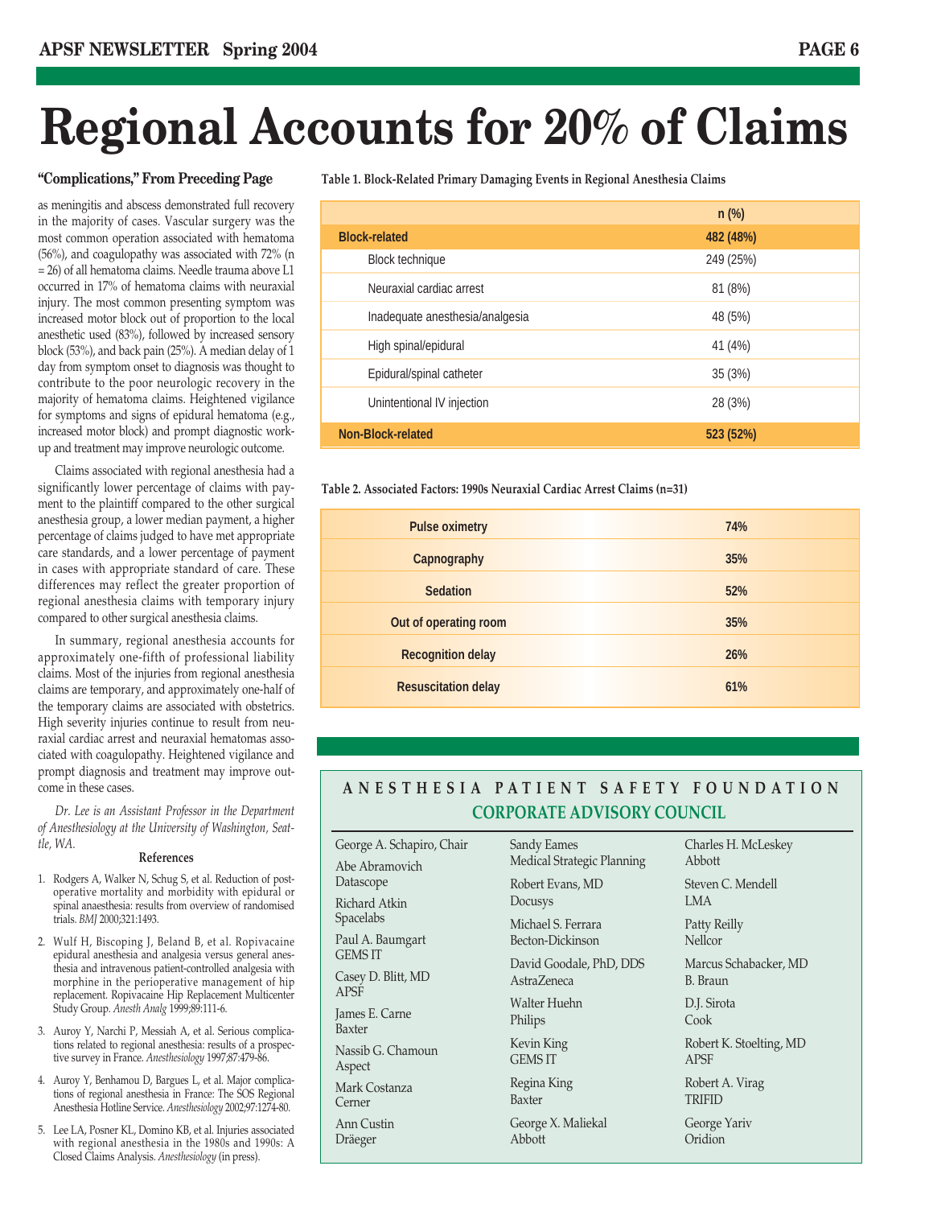# Regional Accounts for 20% of Claims

## "Complications," From Preceding Page

as meningitis and abscess demonstrated full recovery in the majority of cases. Vascular surgery was the most common operation associated with hematoma (56%), and coagulopathy was associated with 72% (n = 26) of all hematoma claims. Needle trauma above L1 occurred in 17% of hematoma claims with neuraxial injury. The most common presenting symptom was increased motor block out of proportion to the local anesthetic used (83%), followed by increased sensory block (53%), and back pain (25%). A median delay of 1 day from symptom onset to diagnosis was thought to contribute to the poor neurologic recovery in the majority of hematoma claims. Heightened vigilance for symptoms and signs of epidural hematoma (e.g., increased motor block) and prompt diagnostic work-up and treatment may improve neurologic outcome.

Claims associated with regional anesthesia had a significantly lower percentage of claims with payment to the plaintiff compared to the other surgical anesthesia group, a lower median payment, a higher percentage of claims judged to have met appropriate care standards, and a lower percentage of payment in cases with appropriate standard of care. These differences may reflect the greater proportion of regional anesthesia claims with temporary injury compared to other surgical anesthesia claims.

In summary, regional anesthesia accounts for approximately one-fifth of professional liability claims. Most of the injuries from regional anesthesia claims are temporary, and approximately one-half of the temporary claims are associated with obstetrics. High severity injuries continue to result from neuraxial cardiac arrest and neuraxial hematomas associated with coagulopathy. Heightened vigilance and prompt diagnosis and treatment may improve outcome in these cases.

*Dr. Lee is an Assistant Professor in the Department of Anesthesiology at the University of Washington, Seattle, WA.*

### References

1. Rodgers A, Walker N, Schug S, et al. Reduction of postoperative mortality and morbidity with epidural or spinal anaesthesia: results from overview of randomised trials. *BMJ* 2000;321:1493.
2. Wulf H, Biscoping J, Beland B, et al. Ropivacaine epidural anesthesia and analgesia versus general anesthesia and intravenous patient-controlled analgesia with morphine in the perioperative management of hip replacement. Ropivacaine Hip Replacement Multicenter Study Group. *Anesth Analg* 1999;89:111-6.
3. Auroy Y, Narchi P, Messiah A, et al. Serious complications related to regional anesthesia: results of a prospective survey in France. *Anesthesiology* 1997;87:479-86.
4. Auroy Y, Benhamou D, Bargues L, et al. Major complications of regional anesthesia in France: The SOS Regional Anesthesia Hotline Service. *Anesthesiology* 2002;97:1274-80.
5. Lee LA, Posner KL, Domino KB, et al. Injuries associated with regional anesthesia in the 1980s and 1990s: A Closed Claims Analysis. *Anesthesiology* (in press).

**Table 1. Block-Related Primary Damaging Events in Regional Anesthesia Claims**

| | n (%) |
|---|---|
| **Block-related** | **482 (48%)** |
| Block technique | 249 (25%) |
| Neuraxial cardiac arrest | 81 (8%) |
| Inadequate anesthesia/analgesia | 48 (5%) |
| High spinal/epidural | 41 (4%) |
| Epidural/spinal catheter | 35 (3%) |
| Unintentional IV injection | 28 (3%) |
| **Non-Block-related** | **523 (52%)** |

**Table 2. Associated Factors: 1990s Neuraxial Cardiac Arrest Claims (n=31)**

| Factor | % |
|---|---|
| Pulse oximetry | 74% |
| Capnography | 35% |
| Sedation | 52% |
| Out of operating room | 35% |
| Recognition delay | 26% |
| Resuscitation delay | 61% |

## ANESTHESIA PATIENT SAFETY FOUNDATION
## CORPORATE ADVISORY COUNCIL

George A. Schapiro, Chair

Abe Abramovich
Datascope

Richard Atkin
Spacelabs

Paul A. Baumgart
GEMS IT

Casey D. Blitt, MD
APSF

James E. Carne
Baxter

Nassib G. Chamoun
Aspect

Mark Costanza
Cerner

Ann Custin
Dräeger

Sandy Eames
Medical Strategic Planning

Robert Evans, MD
Docusys

Michael S. Ferrara
Becton-Dickinson

David Goodale, PhD, DDS
AstraZeneca

Walter Huehn
Philips

Kevin King
GEMS IT

Regina King
Baxter

George X. Maliekal
Abbott

Charles H. McLeskey
Abbott

Steven C. Mendell
LMA

Patty Reilly
Nellcor

Marcus Schabacker, MD
B. Braun

D.J. Sirota
Cook

Robert K. Stoelting, MD
APSF

Robert A. Virag
TRIFID

George Yariv
Oridion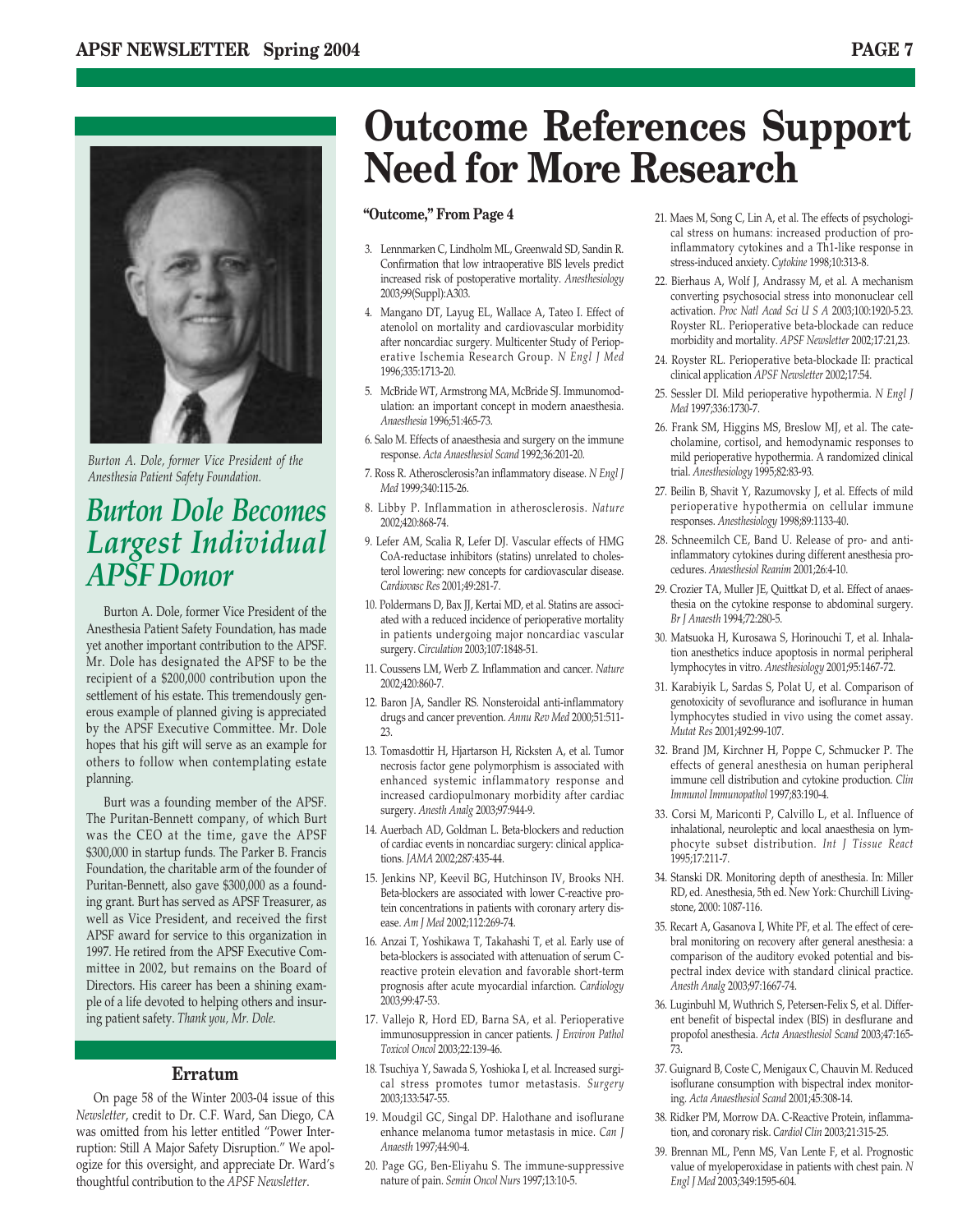# Outcome References Support Need for More Research

**"Outcome," From Page 4**

3. Lennmarken C, Lindholm ML, Greenwald SD, Sandin R. Confirmation that low intraoperative BIS levels predict increased risk of postoperative mortality. *Anesthesiology* 2003;99(Suppl):A303.
4. Mangano DT, Layug EL, Wallace A, Tateo I. Effect of atenolol on mortality and cardiovascular morbidity after noncardiac surgery. Multicenter Study of Perioperative Ischemia Research Group. *N Engl J Med* 1996;335:1713-20.
5. McBride WT, Armstrong MA, McBride SJ. Immunomodulation: an important concept in modern anaesthesia. *Anaesthesia* 1996;51:465-73.
6. Salo M. Effects of anaesthesia and surgery on the immune response. *Acta Anaesthesiol Scand* 1992;36:201-20.
7. Ross R. Atherosclerosis?an inflammatory disease. *N Engl J Med* 1999;340:115-26.
8. Libby P. Inflammation in atherosclerosis. *Nature* 2002;420:868-74.
9. Lefer AM, Scalia R, Lefer DJ. Vascular effects of HMG CoA-reductase inhibitors (statins) unrelated to cholesterol lowering: new concepts for cardiovascular disease. *Cardiovasc Res* 2001;49:281-7.
10. Poldermans D, Bax JJ, Kertai MD, et al. Statins are associated with a reduced incidence of perioperative mortality in patients undergoing major noncardiac vascular surgery. *Circulation* 2003;107:1848-51.
11. Coussens LM, Werb Z. Inflammation and cancer. *Nature* 2002;420:860-7.
12. Baron JA, Sandler RS. Nonsteroidal anti-inflammatory drugs and cancer prevention. *Annu Rev Med* 2000;51:511-23.
13. Tomasdottir H, Hjartarson H, Ricksten A, et al. Tumor necrosis factor gene polymorphism is associated with enhanced systemic inflammatory response and increased cardiopulmonary morbidity after cardiac surgery. *Anesth Analg* 2003;97:944-9.
14. Auerbach AD, Goldman L. Beta-blockers and reduction of cardiac events in noncardiac surgery: clinical applications. *JAMA* 2002;287:435-44.
15. Jenkins NP, Keevil BG, Hutchinson IV, Brooks NH. Beta-blockers are associated with lower C-reactive protein concentrations in patients with coronary artery disease. *Am J Med* 2002;112:269-74.
16. Anzai T, Yoshikawa T, Takahashi T, et al. Early use of beta-blockers is associated with attenuation of serum C-reactive protein elevation and favorable short-term prognosis after acute myocardial infarction. *Cardiology* 2003;99:47-53.
17. Vallejo R, Hord ED, Barna SA, et al. Perioperative immunosuppression in cancer patients. *J Environ Pathol Toxicol Oncol* 2003;22:139-46.
18. Tsuchiya Y, Sawada S, Yoshioka I, et al. Increased surgical stress promotes tumor metastasis. *Surgery* 2003;133:547-55.
19. Moudgil GC, Singal DP. Halothane and isoflurane enhance melanoma tumor metastasis in mice. *Can J Anaesth* 1997;44:90-4.
20. Page GG, Ben-Eliyahu S. The immune-suppressive nature of pain. *Semin Oncol Nurs* 1997;13:10-5.
21. Maes M, Song C, Lin A, et al. The effects of psychological stress on humans: increased production of pro-inflammatory cytokines and a Th1-like response in stress-induced anxiety. *Cytokine* 1998;10:313-8.
22. Bierhaus A, Wolf J, Andrassy M, et al. A mechanism converting psychosocial stress into mononuclear cell activation. *Proc Natl Acad Sci U S A* 2003;100:1920-5.23. Royster RL. Perioperative beta-blockade can reduce morbidity and mortality. *APSF Newsletter* 2002;17:21,23.
24. Royster RL. Perioperative beta-blockade II: practical clinical application *APSF Newsletter* 2002;17:54.
25. Sessler DI. Mild perioperative hypothermia. *N Engl J Med* 1997;336:1730-7.
26. Frank SM, Higgins MS, Breslow MJ, et al. The catecholamine, cortisol, and hemodynamic responses to mild perioperative hypothermia. A randomized clinical trial. *Anesthesiology* 1995;82:83-93.
27. Beilin B, Shavit Y, Razumovsky J, et al. Effects of mild perioperative hypothermia on cellular immune responses. *Anesthesiology* 1998;89:1133-40.
28. Schneemilch CE, Band U. Release of pro- and anti-inflammatory cytokines during different anesthesia procedures. *Anaesthesiol Reanim* 2001;26:4-10.
29. Crozier TA, Muller JE, Quittkat D, et al. Effect of anaesthesia on the cytokine response to abdominal surgery. *Br J Anaesth* 1994;72:280-5.
30. Matsuoka H, Kurosawa S, Horinouchi T, et al. Inhalation anesthetics induce apoptosis in normal peripheral lymphocytes in vitro. *Anesthesiology* 2001;95:1467-72.
31. Karabiyik L, Sardas S, Polat U, et al. Comparison of genotoxicity of sevoflurance and isoflurance in human lymphocytes studied in vivo using the comet assay. *Mutat Res* 2001;492:99-107.
32. Brand JM, Kirchner H, Poppe C, Schmucker P. The effects of general anesthesia on human peripheral immune cell distribution and cytokine production. *Clin Immunol Immunopathol* 1997;83:190-4.
33. Corsi M, Mariconti P, Calvillo L, et al. Influence of inhalational, neuroleptic and local anaesthesia on lymphocyte subset distribution. *Int J Tissue React* 1995;17:211-7.
34. Stanski DR. Monitoring depth of anesthesia. In: Miller RD, ed. Anesthesia, 5th ed. New York: Churchill Livingstone, 2000: 1087-116.
35. Recart A, Gasanova I, White PF, et al. The effect of cerebral monitoring on recovery after general anesthesia: a comparison of the auditory evoked potential and bispectral index device with standard clinical practice. *Anesth Analg* 2003;97:1667-74.
36. Luginbuhl M, Wuthrich S, Petersen-Felix S, et al. Different benefit of bispectral index (BIS) in desflurane and propofol anesthesia. *Acta Anaesthesiol Scand* 2003;47:165-73.
37. Guignard B, Coste C, Menigaux C, Chauvin M. Reduced isoflurane consumption with bispectral index monitoring. *Acta Anaesthesiol Scand* 2001;45:308-14.
38. Ridker PM, Morrow DA. C-Reactive Protein, inflammation, and coronary risk. *Cardiol Clin* 2003;21:315-25.
39. Brennan ML, Penn MS, Van Lente F, et al. Prognostic value of myeloperoxidase in patients with chest pain. *N Engl J Med* 2003;349:1595-604.

*Burton A. Dole, former Vice President of the Anesthesia Patient Safety Foundation.*

## *Burton Dole Becomes Largest Individual APSF Donor*

Burton A. Dole, former Vice President of the Anesthesia Patient Safety Foundation, has made yet another important contribution to the APSF. Mr. Dole has designated the APSF to be the recipient of a $200,000 contribution upon the settlement of his estate. This tremendously generous example of planned giving is appreciated by the APSF Executive Committee. Mr. Dole hopes that his gift will serve as an example for others to follow when contemplating estate planning.

Burt was a founding member of the APSF. The Puritan-Bennett company, of which Burt was the CEO at the time, gave the APSF $300,000 in startup funds. The Parker B. Francis Foundation, the charitable arm of the founder of Puritan-Bennett, also gave $300,000 as a founding grant. Burt has served as APSF Treasurer, as well as Vice President, and received the first APSF award for service to this organization in 1997. He retired from the APSF Executive Committee in 2002, but remains on the Board of Directors. His career has been a shining example of a life devoted to helping others and insuring patient safety. *Thank you, Mr. Dole.*

## Erratum

On page 58 of the Winter 2003-04 issue of this *Newsletter*, credit to Dr. C.F. Ward, San Diego, CA was omitted from his letter entitled "Power Interruption: Still A Major Safety Disruption." We apologize for this oversight, and appreciate Dr. Ward's thoughtful contribution to the *APSF Newsletter*.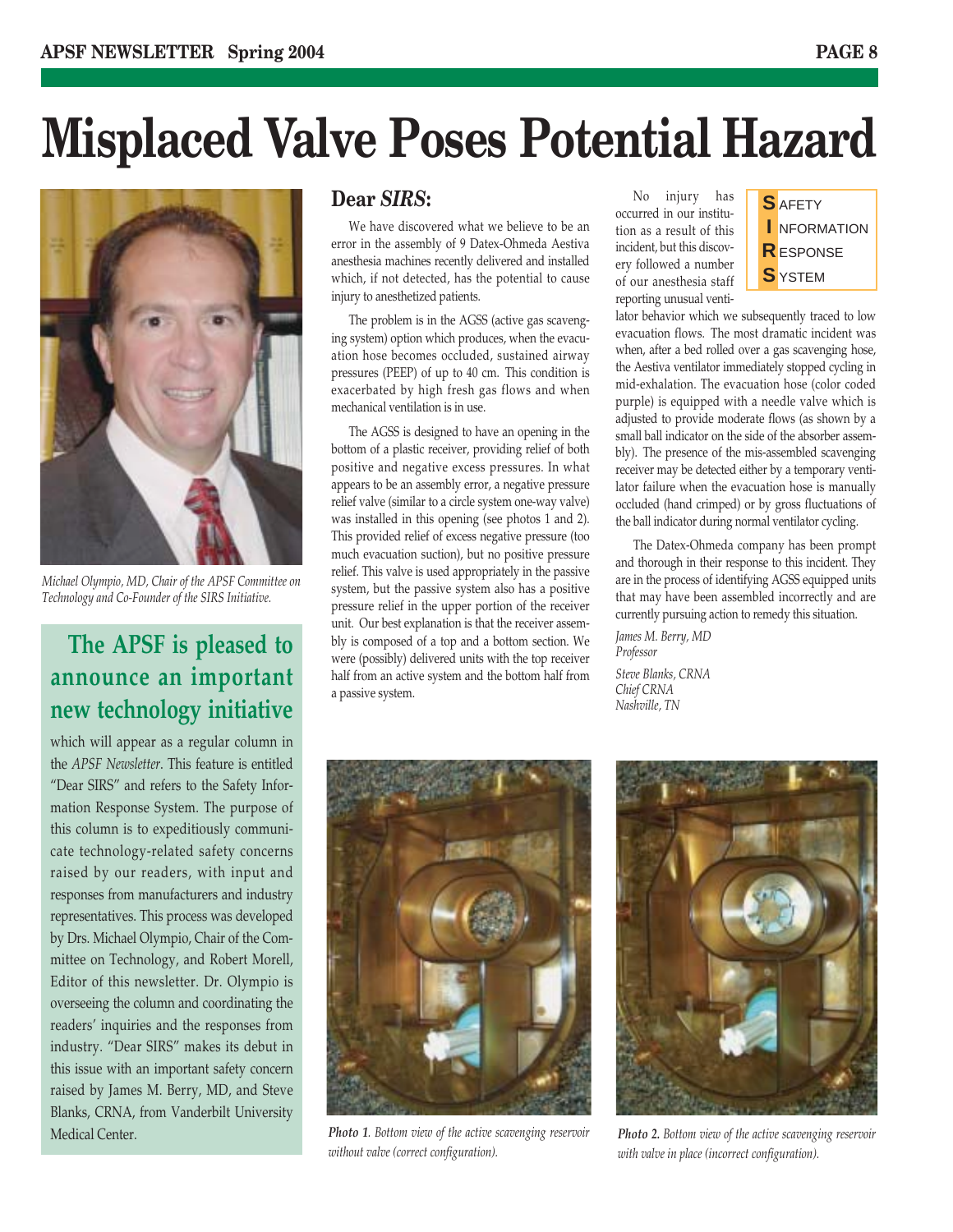# Misplaced Valve Poses Potential Hazard

*Michael Olympio, MD, Chair of the APSF Committee on Technology and Co-Founder of the SIRS Initiative.*

## The APSF is pleased to announce an important new technology initiative

which will appear as a regular column in the *APSF Newsletter*. This feature is entitled "Dear SIRS" and refers to the Safety Information Response System. The purpose of this column is to expeditiously communicate technology-related safety concerns raised by our readers, with input and responses from manufacturers and industry representatives. This process was developed by Drs. Michael Olympio, Chair of the Committee on Technology, and Robert Morell, Editor of this newsletter. Dr. Olympio is overseeing the column and coordinating the readers' inquiries and the responses from industry. "Dear SIRS" makes its debut in this issue with an important safety concern raised by James M. Berry, MD, and Steve Blanks, CRNA, from Vanderbilt University Medical Center.

## Dear *SIRS*:

We have discovered what we believe to be an error in the assembly of 9 Datex-Ohmeda Aestiva anesthesia machines recently delivered and installed which, if not detected, has the potential to cause injury to anesthetized patients.

The problem is in the AGSS (active gas scavenging system) option which produces, when the evacuation hose becomes occluded, sustained airway pressures (PEEP) of up to 40 cm. This condition is exacerbated by high fresh gas flows and when mechanical ventilation is in use.

The AGSS is designed to have an opening in the bottom of a plastic receiver, providing relief of both positive and negative excess pressures. In what appears to be an assembly error, a negative pressure relief valve (similar to a circle system one-way valve) was installed in this opening (see photos 1 and 2). This provided relief of excess negative pressure (too much evacuation suction), but no positive pressure relief. This valve is used appropriately in the passive system, but the passive system also has a positive pressure relief in the upper portion of the receiver unit. Our best explanation is that the receiver assembly is composed of a top and a bottom section. We were (possibly) delivered units with the top receiver half from an active system and the bottom half from a passive system.

**S**AFETY
**I**NFORMATION
**R**ESPONSE
**S**YSTEM

No injury has occurred in our institution as a result of this incident, but this discovery followed a number of our anesthesia staff reporting unusual ventilator behavior which we subsequently traced to low evacuation flows. The most dramatic incident was when, after a bed rolled over a gas scavenging hose, the Aestiva ventilator immediately stopped cycling in mid-exhalation. The evacuation hose (color coded purple) is equipped with a needle valve which is adjusted to provide moderate flows (as shown by a small ball indicator on the side of the absorber assembly). The presence of the mis-assembled scavenging receiver may be detected either by a temporary ventilator failure when the evacuation hose is manually occluded (hand crimped) or by gross fluctuations of the ball indicator during normal ventilator cycling.

The Datex-Ohmeda company has been prompt and thorough in their response to this incident. They are in the process of identifying AGSS equipped units that may have been assembled incorrectly and are currently pursuing action to remedy this situation.

*James M. Berry, MD*
*Professor*

*Steve Blanks, CRNA*
*Chief CRNA*
*Nashville, TN*

***Photo 1.*** *Bottom view of the active scavenging reservoir without valve (correct configuration).*

***Photo 2.*** *Bottom view of the active scavenging reservoir with valve in place (incorrect configuration).*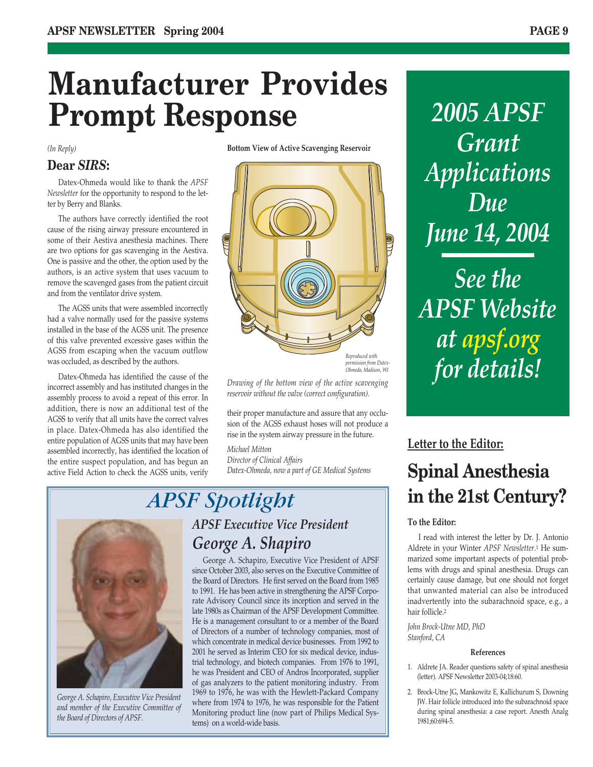# Manufacturer Provides Prompt Response

*(In Reply)*

## Dear *SIRS*:

Datex-Ohmeda would like to thank the *APSF Newsletter* for the opportunity to respond to the letter by Berry and Blanks.

The authors have correctly identified the root cause of the rising airway pressure encountered in some of their Aestiva anesthesia machines. There are two options for gas scavenging in the Aestiva. One is passive and the other, the option used by the authors, is an active system that uses vacuum to remove the scavenged gases from the patient circuit and from the ventilator drive system.

The AGSS units that were assembled incorrectly had a valve normally used for the passive systems installed in the base of the AGSS unit. The presence of this valve prevented excessive gases within the AGSS from escaping when the vacuum outflow was occluded, as described by the authors.

Datex-Ohmeda has identified the cause of the incorrect assembly and has instituted changes in the assembly process to avoid a repeat of this error. In addition, there is now an additional test of the AGSS to verify that all units have the correct valves in place. Datex-Ohmeda has also identified the entire population of AGSS units that may have been assembled incorrectly, has identified the location of the entire suspect population, and has begun an active Field Action to check the AGSS units, verify their proper manufacture and assure that any occlusion of the AGSS exhaust hoses will not produce a rise in the system airway pressure in the future.

**Bottom View of Active Scavenging Reservoir**

*Reproduced with permission from Datex-Ohmeda, Madison, WI*

*Drawing of the bottom view of the active scavenging reservoir without the valve (correct configuration).*

*Michael Mitton*
*Director of Clinical Affairs*
*Datex-Ohmeda, now a part of GE Medical Systems*

---

## *APSF Spotlight*

### *APSF Executive Vice President*
### *George A. Shapiro*

George A. Schapiro, Executive Vice President of APSF since October 2003, also serves on the Executive Committee of the Board of Directors. He first served on the Board from 1985 to 1991. He has been active in strengthening the APSF Corporate Advisory Council since its inception and served in the late 1980s as Chairman of the APSF Development Committee. He is a management consultant to or a member of the Board of Directors of a number of technology companies, most of which concentrate in medical device businesses. From 1992 to 2001 he served as Interim CEO for six medical device, industrial technology, and biotech companies. From 1976 to 1991, he was President and CEO of Andros Incorporated, supplier of gas analyzers to the patient monitoring industry. From 1969 to 1976, he was with the Hewlett-Packard Company where from 1974 to 1976, he was responsible for the Patient Monitoring product line (now part of Philips Medical Systems) on a world-wide basis.

*George A. Schapiro, Executive Vice President and member of the Executive Committee of the Board of Directors of APSF.*

---

***2005 APSF Grant Applications Due June 14, 2004***

***See the APSF Website at apsf.org for details!***

---

**Letter to the Editor:**

# Spinal Anesthesia in the 21st Century?

**To the Editor:**

I read with interest the letter by Dr. J. Antonio Aldrete in your Winter *APSF Newsletter*.[1] He summarized some important aspects of potential problems with drugs and spinal anesthesia. Drugs can certainly cause damage, but one should not forget that unwanted material can also be introduced inadvertently into the subarachnoid space, e.g., a hair follicle.[2]

*John Brock-Utne MD, PhD*
*Stanford, CA*

**References**

1. Aldrete JA. Reader questions safety of spinal anesthesia (letter). APSF Newsletter 2003-04;18:60.
2. Brock-Utne JG, Mankowitz E, Kallichurum S, Downing JW. Hair follicle introduced into the subarachnoid space during spinal anesthesia: a case report. Anesth Analg 1981;60:694-5.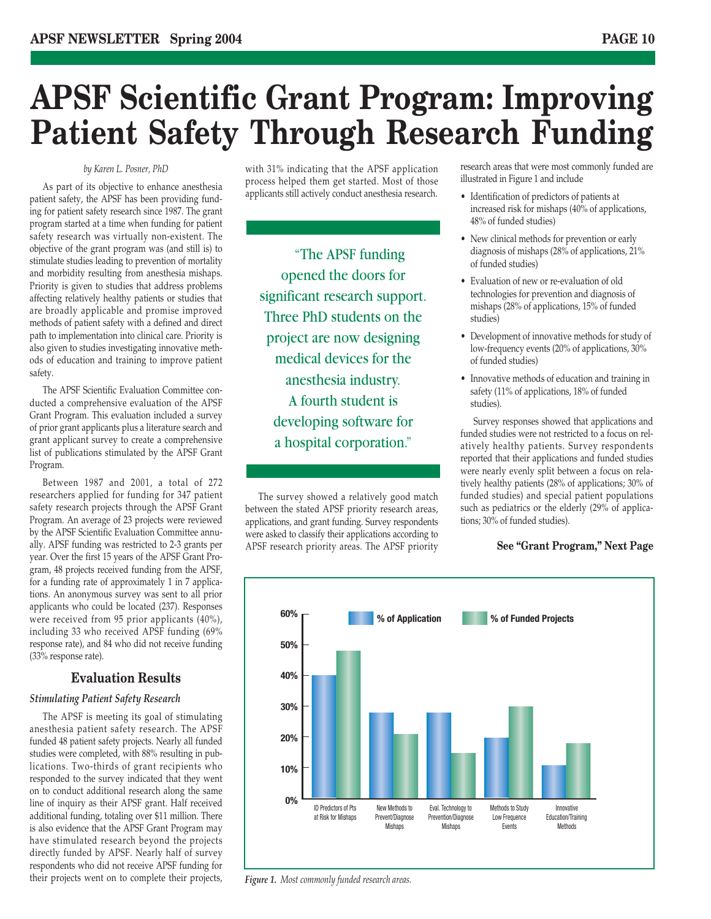# APSF Scientific Grant Program: Improving Patient Safety Through Research Funding

*by Karen L. Posner, PhD*

As part of its objective to enhance anesthesia patient safety, the APSF has been providing funding for patient safety research since 1987. The grant program started at a time when funding for patient safety research was virtually non-existent. The objective of the grant program was (and still is) to stimulate studies leading to prevention of mortality and morbidity resulting from anesthesia mishaps. Priority is given to studies that address problems affecting relatively healthy patients or studies that are broadly applicable and promise improved methods of patient safety with a defined and direct path to implementation into clinical care. Priority is also given to studies investigating innovative methods of education and training to improve patient safety.

The APSF Scientific Evaluation Committee conducted a comprehensive evaluation of the APSF Grant Program. This evaluation included a survey of prior grant applicants plus a literature search and grant applicant survey to create a comprehensive list of publications stimulated by the APSF Grant Program.

Between 1987 and 2001, a total of 272 researchers applied for funding for 347 patient safety research projects through the APSF Grant Program. An average of 23 projects were reviewed by the APSF Scientific Evaluation Committee annually. APSF funding was restricted to 2-3 grants per year. Over the first 15 years of the APSF Grant Program, 48 projects received funding from the APSF, for a funding rate of approximately 1 in 7 applications. An anonymous survey was sent to all prior applicants who could be located (237). Responses were received from 95 prior applicants (40%), including 33 who received APSF funding (69% response rate), and 84 who did not receive funding (33% response rate).

## Evaluation Results

### *Stimulating Patient Safety Research*

The APSF is meeting its goal of stimulating anesthesia patient safety research. The APSF funded 48 patient safety projects. Nearly all funded studies were completed, with 88% resulting in publications. Two-thirds of grant recipients who responded to the survey indicated that they went on to conduct additional research along the same line of inquiry as their APSF grant. Half received additional funding, totaling over $11 million. There is also evidence that the APSF Grant Program may have stimulated research beyond the projects directly funded by APSF. Nearly half of survey respondents who did not receive APSF funding for their projects went on to complete their projects, with 31% indicating that the APSF application process helped them get started. Most of those applicants still actively conduct anesthesia research.

> "The APSF funding opened the doors for significant research support. Three PhD students on the project are now designing medical devices for the anesthesia industry. A fourth student is developing software for a hospital corporation."

The survey showed a relatively good match between the stated APSF priority research areas, applications, and grant funding. Survey respondents were asked to classify their applications according to APSF research priority areas. The APSF priority research areas that were most commonly funded are illustrated in Figure 1 and include

- Identification of predictors of patients at increased risk for mishaps (40% of applications, 48% of funded studies)
- New clinical methods for prevention or early diagnosis of mishaps (28% of applications, 21% of funded studies)
- Evaluation of new or re-evaluation of old technologies for prevention and diagnosis of mishaps (28% of applications, 15% of funded studies)
- Development of innovative methods for study of low-frequency events (20% of applications, 30% of funded studies)
- Innovative methods of education and training in safety (11% of applications, 18% of funded studies).

Survey responses showed that applications and funded studies were not restricted to a focus on relatively healthy patients. Survey respondents reported that their applications and funded studies were nearly evenly split between a focus on relatively healthy patients (28% of applications; 30% of funded studies) and special patient populations such as pediatrics or the elderly (29% of applications; 30% of funded studies).

**See "Grant Program," Next Page**

| Research Area | % of Application | % of Funded Projects |
|---|---|---|
| ID Predictors of Pts at Risk for Mishaps | 40% | 48% |
| New Methods to Prevent/Diagnose Mishaps | 28% | 21% |
| Eval. Technology to Prevention/Diagnose Mishaps | 28% | 15% |
| Methods to Study Low Frequence Events | 20% | 30% |
| Innovative Education/Training Methods | 11% | 18% |

*Figure 1. Most commonly funded research areas.*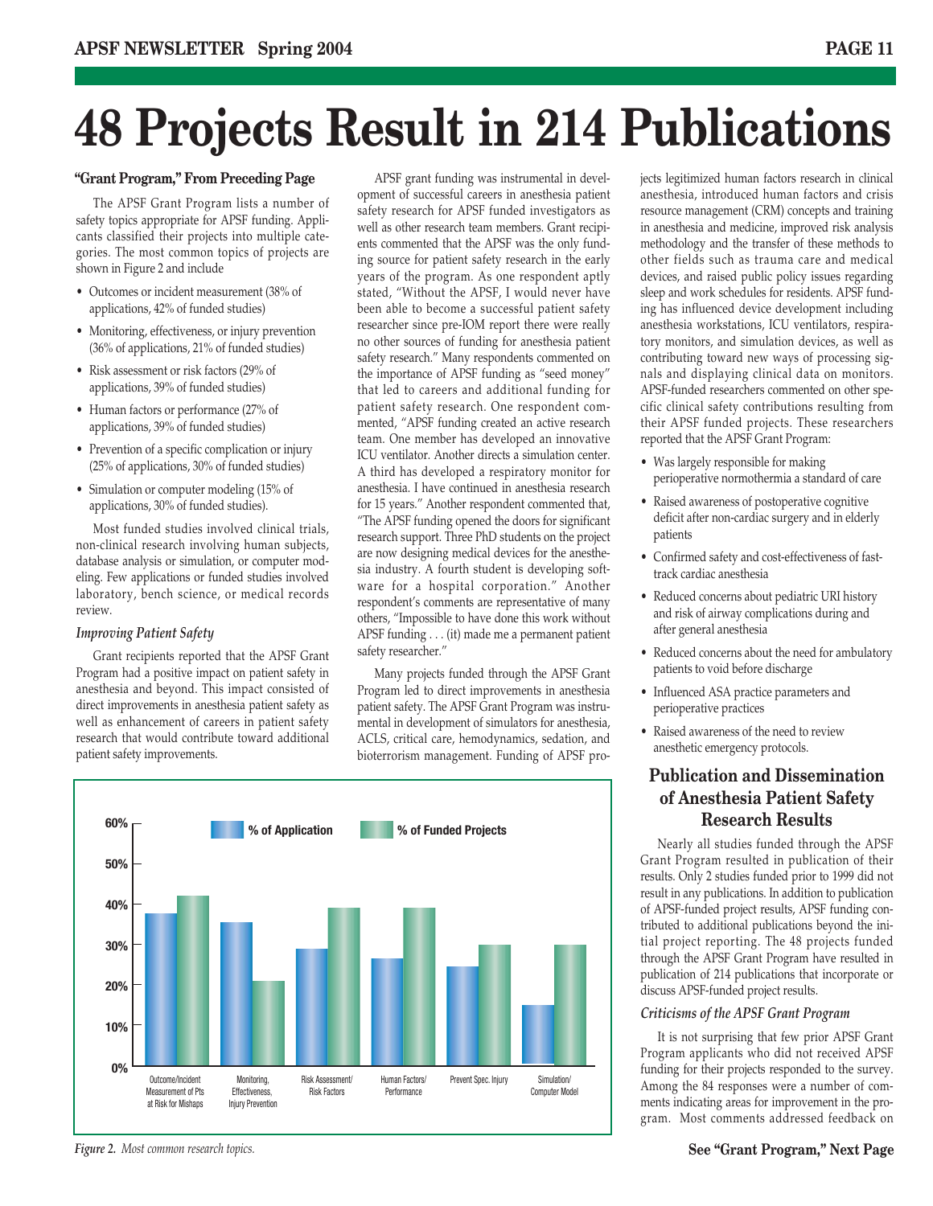# 48 Projects Result in 214 Publications

**"Grant Program," From Preceding Page**

The APSF Grant Program lists a number of safety topics appropriate for APSF funding. Applicants classified their projects into multiple categories. The most common topics of projects are shown in Figure 2 and include

- Outcomes or incident measurement (38% of applications, 42% of funded studies)
- Monitoring, effectiveness, or injury prevention (36% of applications, 21% of funded studies)
- Risk assessment or risk factors (29% of applications, 39% of funded studies)
- Human factors or performance (27% of applications, 39% of funded studies)
- Prevention of a specific complication or injury (25% of applications, 30% of funded studies)
- Simulation or computer modeling (15% of applications, 30% of funded studies).

Most funded studies involved clinical trials, non-clinical research involving human subjects, database analysis or simulation, or computer modeling. Few applications or funded studies involved laboratory, bench science, or medical records review.

*Improving Patient Safety*

Grant recipients reported that the APSF Grant Program had a positive impact on patient safety in anesthesia and beyond. This impact consisted of direct improvements in anesthesia patient safety as well as enhancement of careers in patient safety research that would contribute toward additional patient safety improvements.

APSF grant funding was instrumental in development of successful careers in anesthesia patient safety research for APSF funded investigators as well as other research team members. Grant recipients commented that the APSF was the only funding source for patient safety research in the early years of the program. As one respondent aptly stated, "Without the APSF, I would never have been able to become a successful patient safety researcher since pre-IOM report there were really no other sources of funding for anesthesia patient safety research." Many respondents commented on the importance of APSF funding as "seed money" that led to careers and additional funding for patient safety research. One respondent commented, "APSF funding created an active research team. One member has developed an innovative ICU ventilator. Another directs a simulation center. A third has developed a respiratory monitor for anesthesia. I have continued in anesthesia research for 15 years." Another respondent commented that, "The APSF funding opened the doors for significant research support. Three PhD students on the project are now designing medical devices for the anesthesia industry. A fourth student is developing software for a hospital corporation." Another respondent's comments are representative of many others, "Impossible to have done this work without APSF funding . . . (it) made me a permanent patient safety researcher."

Many projects funded through the APSF Grant Program led to direct improvements in anesthesia patient safety. The APSF Grant Program was instrumental in development of simulators for anesthesia, ACLS, critical care, hemodynamics, sedation, and bioterrorism management. Funding of APSF projects legitimized human factors research in clinical anesthesia, introduced human factors and crisis resource management (CRM) concepts and training in anesthesia and medicine, improved risk analysis methodology and the transfer of these methods to other fields such as trauma care and medical devices, and raised public policy issues regarding sleep and work schedules for residents. APSF funding has influenced device development including anesthesia workstations, ICU ventilators, respiratory monitors, and simulation devices, as well as contributing toward new ways of processing signals and displaying clinical data on monitors. APSF-funded researchers commented on other specific clinical safety contributions resulting from their APSF funded projects. These researchers reported that the APSF Grant Program:

- Was largely responsible for making perioperative normothermia a standard of care
- Raised awareness of postoperative cognitive deficit after non-cardiac surgery and in elderly patients
- Confirmed safety and cost-effectiveness of fast-track cardiac anesthesia
- Reduced concerns about pediatric URI history and risk of airway complications during and after general anesthesia
- Reduced concerns about the need for ambulatory patients to void before discharge
- Influenced ASA practice parameters and perioperative practices
- Raised awareness of the need to review anesthetic emergency protocols.

| | % of Application | % of Funded Projects |
|---|---|---|
| Outcome/Incident Measurement of Pts at Risk for Mishaps | 38% | 42% |
| Monitoring, Effectiveness, Injury Prevention | 36% | 21% |
| Risk Assessment/ Risk Factors | 29% | 39% |
| Human Factors/ Performance | 27% | 39% |
| Prevent Spec. Injury | 25% | 30% |
| Simulation/ Computer Model | 15% | 30% |

*Figure 2. Most common research topics.*

## Publication and Dissemination of Anesthesia Patient Safety Research Results

Nearly all studies funded through the APSF Grant Program resulted in publication of their results. Only 2 studies funded prior to 1999 did not result in any publications. In addition to publication of APSF-funded project results, APSF funding contributed to additional publications beyond the initial project reporting. The 48 projects funded through the APSF Grant Program have resulted in publication of 214 publications that incorporate or discuss APSF-funded project results.

*Criticisms of the APSF Grant Program*

It is not surprising that few prior APSF Grant Program applicants who did not received APSF funding for their projects responded to the survey. Among the 84 responses were a number of comments indicating areas for improvement in the program. Most comments addressed feedback on

**See "Grant Program," Next Page**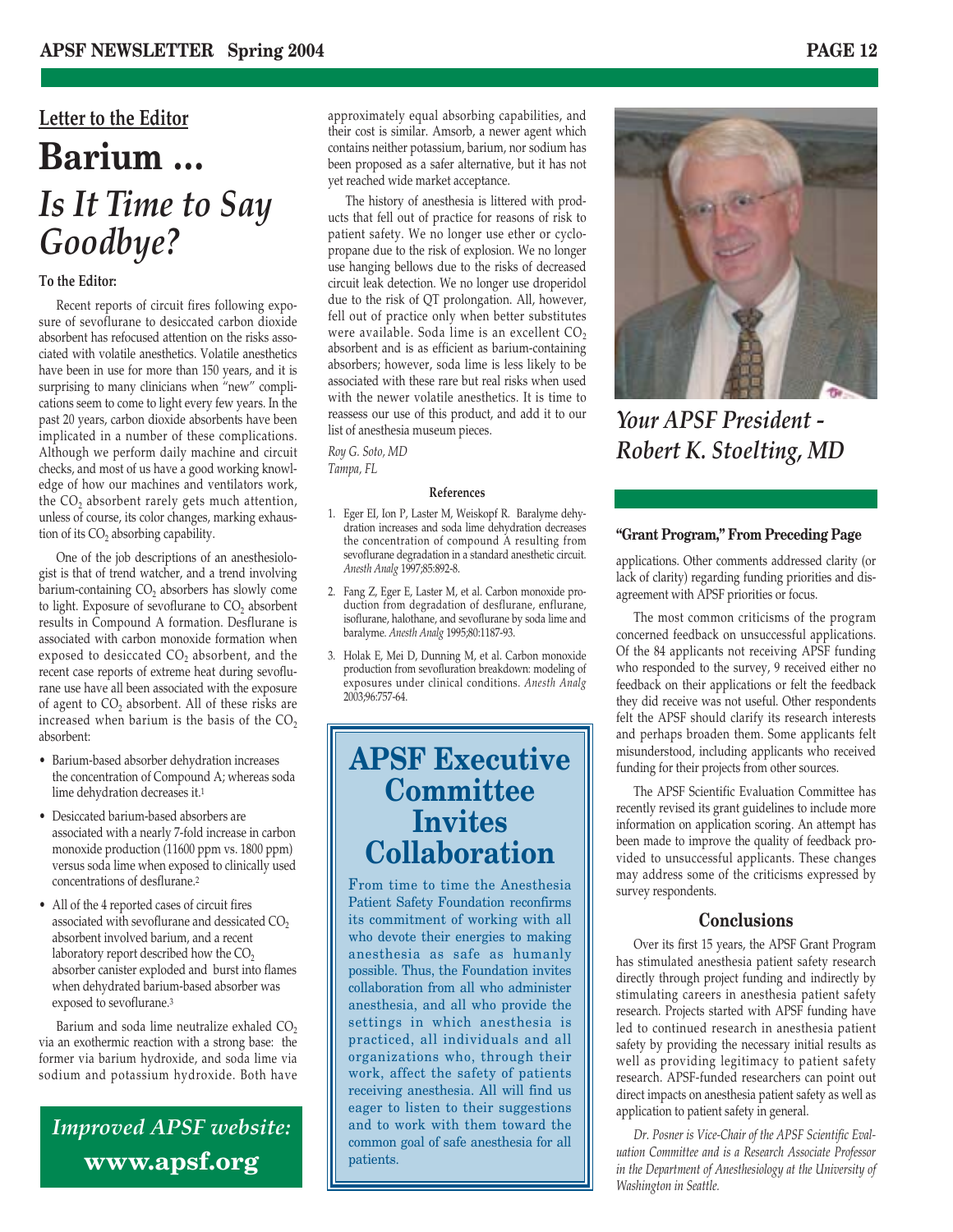## Letter to the Editor

# Barium ... *Is It Time to Say Goodbye?*

**To the Editor:**

Recent reports of circuit fires following exposure of sevoflurane to desiccated carbon dioxide absorbent has refocused attention on the risks associated with volatile anesthetics. Volatile anesthetics have been in use for more than 150 years, and it is surprising to many clinicians when "new" complications seem to come to light every few years. In the past 20 years, carbon dioxide absorbents have been implicated in a number of these complications. Although we perform daily machine and circuit checks, and most of us have a good working knowledge of how our machines and ventilators work, the $CO_2$ absorbent rarely gets much attention, unless of course, its color changes, marking exhaustion of its $CO_2$ absorbing capability.

One of the job descriptions of an anesthesiologist is that of trend watcher, and a trend involving barium-containing $CO_2$ absorbers has slowly come to light. Exposure of sevoflurane to $CO_2$ absorbent results in Compound A formation. Desflurane is associated with carbon monoxide formation when exposed to desiccated $CO_2$ absorbent, and the recent case reports of extreme heat during sevoflurane use have all been associated with the exposure of agent to $CO_2$ absorbent. All of these risks are increased when barium is the basis of the $CO_2$ absorbent:

- Barium-based absorber dehydration increases the concentration of Compound A; whereas soda lime dehydration decreases it.[1]
- Desiccated barium-based absorbers are associated with a nearly 7-fold increase in carbon monoxide production (11600 ppm vs. 1800 ppm) versus soda lime when exposed to clinically used concentrations of desflurane.[2]
- All of the 4 reported cases of circuit fires associated with sevoflurane and dessicated $CO_2$ absorbent involved barium, and a recent laboratory report described how the $CO_2$ absorber canister exploded and burst into flames when dehydrated barium-based absorber was exposed to sevoflurane.[3]

Barium and soda lime neutralize exhaled $CO_2$ via an exothermic reaction with a strong base: the former via barium hydroxide, and soda lime via sodium and potassium hydroxide. Both have approximately equal absorbing capabilities, and their cost is similar. Amsorb, a newer agent which contains neither potassium, barium, nor sodium has been proposed as a safer alternative, but it has not yet reached wide market acceptance.

The history of anesthesia is littered with products that fell out of practice for reasons of risk to patient safety. We no longer use ether or cyclopropane due to the risk of explosion. We no longer use hanging bellows due to the risks of decreased circuit leak detection. We no longer use droperidol due to the risk of QT prolongation. All, however, fell out of practice only when better substitutes were available. Soda lime is an excellent $CO_2$ absorbent and is as efficient as barium-containing absorbers; however, soda lime is less likely to be associated with these rare but real risks when used with the newer volatile anesthetics. It is time to reassess our use of this product, and add it to our list of anesthesia museum pieces.

*Roy G. Soto, MD*
*Tampa, FL*

#### References

1. Eger EI, Ion P, Laster M, Weiskopf R. Baralyme dehydration increases and soda lime dehydration decreases the concentration of compound A resulting from sevoflurane degradation in a standard anesthetic circuit. *Anesth Analg* 1997;85:892-8.
2. Fang Z, Eger E, Laster M, et al. Carbon monoxide production from degradation of desflurane, enflurane, isoflurane, halothane, and sevoflurane by soda lime and baralyme. *Anesth Analg* 1995;80:1187-93.
3. Holak E, Mei D, Dunning M, et al. Carbon monoxide production from sevofluration breakdown: modeling of exposures under clinical conditions. *Anesth Analg* 2003;96:757-64.

*Improved APSF website:*
**www.apsf.org**

## APSF Executive Committee Invites Collaboration

From time to time the Anesthesia Patient Safety Foundation reconfirms its commitment of working with all who devote their energies to making anesthesia as safe as humanly possible. Thus, the Foundation invites collaboration from all who administer anesthesia, and all who provide the settings in which anesthesia is practiced, all individuals and all organizations who, through their work, affect the safety of patients receiving anesthesia. All will find us eager to listen to their suggestions and to work with them toward the common goal of safe anesthesia for all patients.

*Your APSF President - Robert K. Stoelting, MD*

#### "Grant Program," From Preceding Page

applications. Other comments addressed clarity (or lack of clarity) regarding funding priorities and disagreement with APSF priorities or focus.

The most common criticisms of the program concerned feedback on unsuccessful applications. Of the 84 applicants not receiving APSF funding who responded to the survey, 9 received either no feedback on their applications or felt the feedback they did receive was not useful. Other respondents felt the APSF should clarify its research interests and perhaps broaden them. Some applicants felt misunderstood, including applicants who received funding for their projects from other sources.

The APSF Scientific Evaluation Committee has recently revised its grant guidelines to include more information on application scoring. An attempt has been made to improve the quality of feedback provided to unsuccessful applicants. These changes may address some of the criticisms expressed by survey respondents.

### Conclusions

Over its first 15 years, the APSF Grant Program has stimulated anesthesia patient safety research directly through project funding and indirectly by stimulating careers in anesthesia patient safety research. Projects started with APSF funding have led to continued research in anesthesia patient safety by providing the necessary initial results as well as providing legitimacy to patient safety research. APSF-funded researchers can point out direct impacts on anesthesia patient safety as well as application to patient safety in general.

*Dr. Posner is Vice-Chair of the APSF Scientific Evaluation Committee and is a Research Associate Professor in the Department of Anesthesiology at the University of Washington in Seattle.*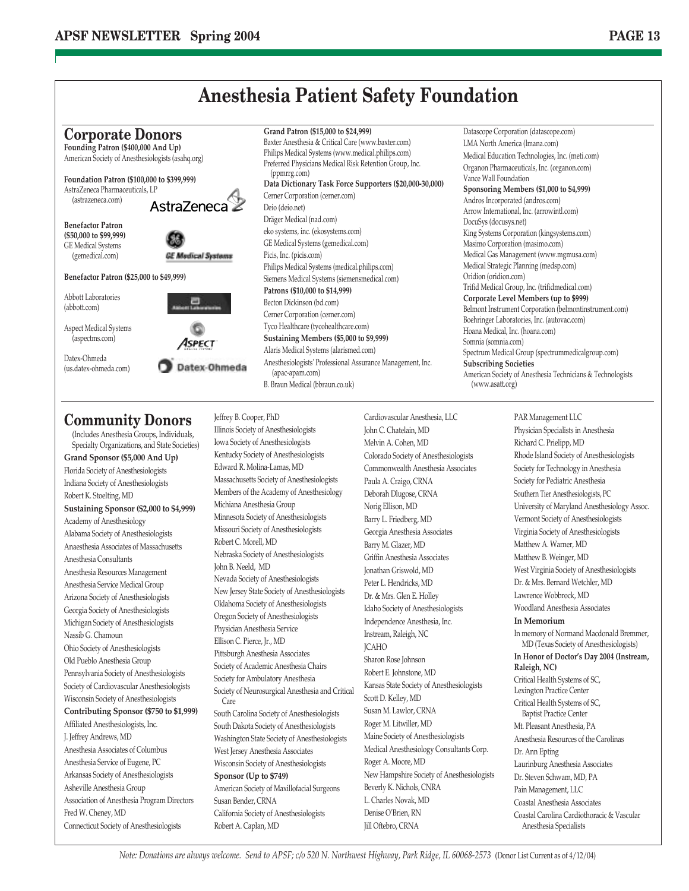# Anesthesia Patient Safety Foundation

## Corporate Donors

**Founding Patron ($400,000 And Up)**
American Society of Anesthesiologists (asahq.org)

**Foundation Patron ($100,000 to $399,999)**
AstraZeneca Pharmaceuticals, LP (astrazeneca.com)

**Benefactor Patron ($50,000 to $99,999)**
GE Medical Systems (gemedical.com)

**Benefactor Patron ($25,000 to $49,999)**
Abbott Laboratories (abbott.com)
Aspect Medical Systems (aspectms.com)
Datex-Ohmeda (us.datex-ohmeda.com)

**Grand Patron ($15,000 to $24,999)**
Baxter Anesthesia & Critical Care (www.baxter.com)
Philips Medical Systems (www.medical.philips.com)
Preferred Physicians Medical Risk Retention Group, Inc. (ppmrrg.com)

**Data Dictionary Task Force Supporters ($20,000-30,000)**
Cerner Corporation (cerner.com)
Deio (deio.net)
Dräger Medical (nad.com)
eko systems, inc. (ekosystems.com)
GE Medical Systems (gemedical.com)
Picis, Inc. (picis.com)
Philips Medical Systems (medical.philips.com)
Siemens Medical Systems (siemensmedical.com)

**Patrons ($10,000 to $14,999)**
Becton Dickinson (bd.com)
Cerner Corporation (cerner.com)
Tyco Healthcare (tycohealthcare.com)

**Sustaining Members ($5,000 to $9,999)**
Alaris Medical Systems (alarismed.com)
Anesthesiologists' Professional Assurance Management, Inc. (apac-apam.com)
B. Braun Medical (bbraun.co.uk)
Datascope Corporation (datascope.com)
LMA North America (lmana.com)
Medical Education Technologies, Inc. (meti.com)
Organon Pharmaceuticals, Inc. (organon.com)
Vance Wall Foundation

**Sponsoring Members ($1,000 to $4,999)**
Andros Incorporated (andros.com)
Arrow International, Inc. (arrowintl.com)
DocuSys (docusys.net)
King Systems Corporation (kingsystems.com)
Masimo Corporation (masimo.com)
Medical Gas Management (www.mgmusa.com)
Medical Strategic Planning (medsp.com)
Oridion (oridion.com)
Trifid Medical Group, Inc. (trifidmedical.com)

**Corporate Level Members (up to $999)**
Belmont Instrument Corporation (belmontinstrument.com)
Boehringer Laboratories, Inc. (autovac.com)
Hoana Medical, Inc. (hoana.com)
Somnia (somnia.com)
Spectrum Medical Group (spectrummedicalgroup.com)

**Subscribing Societies**
American Society of Anesthesia Technicians & Technologists (www.asatt.org)

## Community Donors

(Includes Anesthesia Groups, Individuals, Specialty Organizations, and State Societies)

**Grand Sponsor ($5,000 And Up)**
Florida Society of Anesthesiologists
Indiana Society of Anesthesiologists
Robert K. Stoelting, MD

**Sustaining Sponsor ($2,000 to $4,999)**
Academy of Anesthesiology
Alabama Society of Anesthesiologists
Anaesthesia Associates of Massachusetts
Anesthesia Consultants
Anesthesia Resources Management
Anesthesia Service Medical Group
Arizona Society of Anesthesiologists
Georgia Society of Anesthesiologists
Michigan Society of Anesthesiologists
Nassib G. Chamoun
Ohio Society of Anesthesiologists
Old Pueblo Anesthesia Group
Pennsylvania Society of Anesthesiologists
Society of Cardiovascular Anesthesiologists
Wisconsin Society of Anesthesiologists

**Contributing Sponsor ($750 to $1,999)**
Affiliated Anesthesiologists, Inc.
J. Jeffrey Andrews, MD
Anesthesia Associates of Columbus
Anesthesia Service of Eugene, PC
Arkansas Society of Anesthesiologists
Asheville Anesthesia Group
Association of Anesthesia Program Directors
Fred W. Cheney, MD
Connecticut Society of Anesthesiologists
Jeffrey B. Cooper, PhD
Illinois Society of Anesthesiologists
Iowa Society of Anesthesiologists
Kentucky Society of Anesthesiologists
Edward R. Molina-Lamas, MD
Massachusetts Society of Anesthesiologists
Members of the Academy of Anesthesiology
Michiana Anesthesia Group
Minnesota Society of Anesthesiologists
Missouri Society of Anesthesiologists
Robert C. Morell, MD
Nebraska Society of Anesthesiologists
John B. Neeld, MD
Nevada Society of Anesthesiologists
New Jersey State Society of Anesthesiologists
Oklahoma Society of Anesthesiologists
Oregon Society of Anesthesiologists
Physician Anesthesia Service
Ellison C. Pierce, Jr., MD
Pittsburgh Anesthesia Associates
Society of Academic Anesthesia Chairs
Society for Ambulatory Anesthesia
Society of Neurosurgical Anesthesia and Critical Care
South Carolina Society of Anesthesiologists
South Dakota Society of Anesthesiologists
Washington State Society of Anesthesiologists
West Jersey Anesthesia Associates
Wisconsin Society of Anesthesiologists

**Sponsor (Up to $749)**
American Society of Maxillofacial Surgeons
Susan Bender, CRNA
California Society of Anesthesiologists
Robert A. Caplan, MD
Cardiovascular Anesthesia, LLC
John C. Chatelain, MD
Melvin A. Cohen, MD
Colorado Society of Anesthesiologists
Commonwealth Anesthesia Associates
Paula A. Craigo, CRNA
Deborah Dlugose, CRNA
Norig Ellison, MD
Barry L. Friedberg, MD
Georgia Anesthesia Associates
Barry M. Glazer, MD
Griffin Anesthesia Associates
Jonathan Griswold, MD
Peter L. Hendricks, MD
Dr. & Mrs. Glen E. Holley
Idaho Society of Anesthesiologists
Independence Anesthesia, Inc.
Instream, Raleigh, NC
JCAHO
Sharon Rose Johnson
Robert E. Johnstone, MD
Kansas State Society of Anesthesiologists
Scott D. Kelley, MD
Susan M. Lawlor, CRNA
Roger M. Litwiller, MD
Maine Society of Anesthesiologists
Medical Anesthesiology Consultants Corp.
Roger A. Moore, MD
New Hampshire Society of Anesthesiologists
Beverly K. Nichols, CNRA
L. Charles Novak, MD
Denise O'Brien, RN
Jill Oftebro, CRNA
PAR Management LLC
Physician Specialists in Anesthesia
Richard C. Prielipp, MD
Rhode Island Society of Anesthesiologists
Society for Technology in Anesthesia
Society for Pediatric Anesthesia
Southern Tier Anesthesiologists, PC
University of Maryland Anesthesiology Assoc.
Vermont Society of Anesthesiologists
Virginia Society of Anesthesiologists
Matthew A. Warner, MD
Matthew B. Weinger, MD
West Virginia Society of Anesthesiologists
Dr. & Mrs. Bernard Wetchler, MD
Lawrence Wobbrock, MD
Woodland Anesthesia Associates

**In Memorium**
In memory of Normand Macdonald Bremmer, MD (Texas Society of Anesthesiologists)

**In Honor of Doctor's Day 2004 (Instream, Raleigh, NC)**
Critical Health Systems of SC, Lexington Practice Center
Critical Health Systems of SC, Baptist Practice Center
Mt. Pleasant Anesthesia, PA
Anesthesia Resources of the Carolinas
Dr. Ann Epting
Laurinburg Anesthesia Associates
Dr. Steven Schwam, MD, PA
Pain Management, LLC
Coastal Anesthesia Associates
Coastal Carolina Cardiothoracic & Vascular Anesthesia Specialists

*Note: Donations are always welcome. Send to APSF; c/o 520 N. Northwest Highway, Park Ridge, IL 60068-2573* (Donor List Current as of 4/12/04)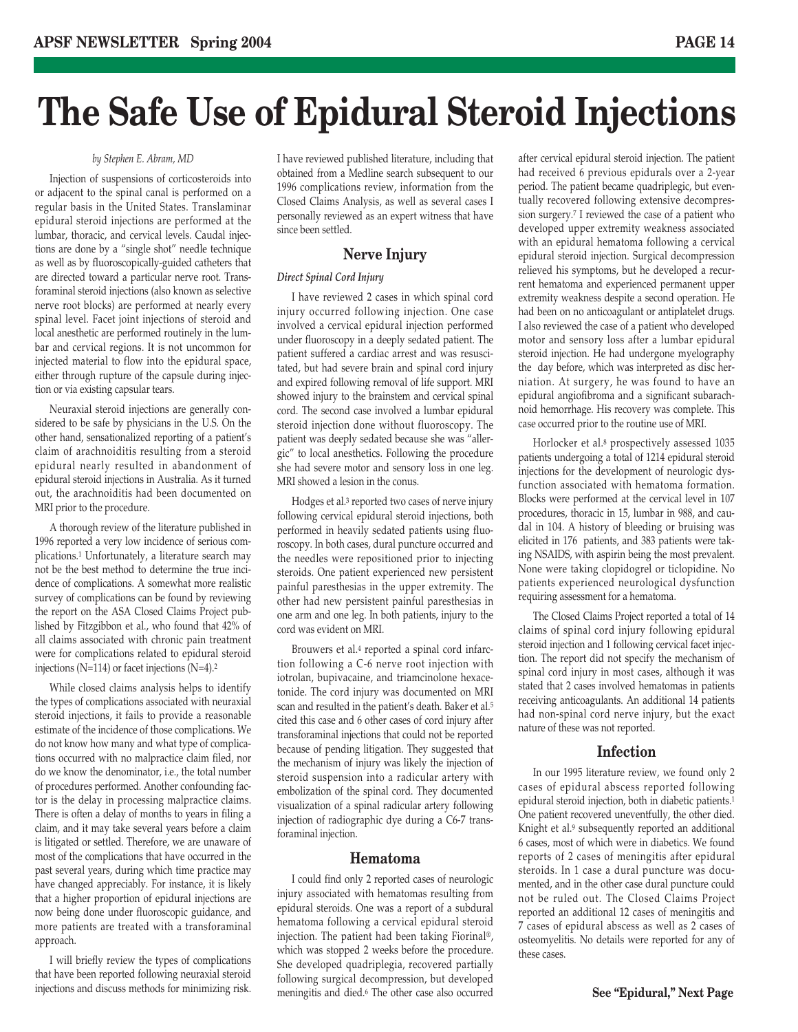# The Safe Use of Epidural Steroid Injections

*by Stephen E. Abram, MD*

Injection of suspensions of corticosteroids into or adjacent to the spinal canal is performed on a regular basis in the United States. Translaminar epidural steroid injections are performed at the lumbar, thoracic, and cervical levels. Caudal injections are done by a "single shot" needle technique as well as by fluoroscopically-guided catheters that are directed toward a particular nerve root. Transforaminal steroid injections (also known as selective nerve root blocks) are performed at nearly every spinal level. Facet joint injections of steroid and local anesthetic are performed routinely in the lumbar and cervical regions. It is not uncommon for injected material to flow into the epidural space, either through rupture of the capsule during injection or via existing capsular tears.

Neuraxial steroid injections are generally considered to be safe by physicians in the U.S. On the other hand, sensationalized reporting of a patient's claim of arachnoiditis resulting from a steroid epidural nearly resulted in abandonment of epidural steroid injections in Australia. As it turned out, the arachnoiditis had been documented on MRI prior to the procedure.

A thorough review of the literature published in 1996 reported a very low incidence of serious complications.[1] Unfortunately, a literature search may not be the best method to determine the true incidence of complications. A somewhat more realistic survey of complications can be found by reviewing the report on the ASA Closed Claims Project published by Fitzgibbon et al., who found that 42% of all claims associated with chronic pain treatment were for complications related to epidural steroid injections (N=114) or facet injections (N=4).[2]

While closed claims analysis helps to identify the types of complications associated with neuraxial steroid injections, it fails to provide a reasonable estimate of the incidence of those complications. We do not know how many and what type of complications occurred with no malpractice claim filed, nor do we know the denominator, i.e., the total number of procedures performed. Another confounding factor is the delay in processing malpractice claims. There is often a delay of months to years in filing a claim, and it may take several years before a claim is litigated or settled. Therefore, we are unaware of most of the complications that have occurred in the past several years, during which time practice may have changed appreciably. For instance, it is likely that a higher proportion of epidural injections are now being done under fluoroscopic guidance, and more patients are treated with a transforaminal approach.

I will briefly review the types of complications that have been reported following neuraxial steroid injections and discuss methods for minimizing risk. I have reviewed published literature, including that obtained from a Medline search subsequent to our 1996 complications review, information from the Closed Claims Analysis, as well as several cases I personally reviewed as an expert witness that have since been settled.

## Nerve Injury

### *Direct Spinal Cord Injury*

I have reviewed 2 cases in which spinal cord injury occurred following injection. One case involved a cervical epidural injection performed under fluoroscopy in a deeply sedated patient. The patient suffered a cardiac arrest and was resuscitated, but had severe brain and spinal cord injury and expired following removal of life support. MRI showed injury to the brainstem and cervical spinal cord. The second case involved a lumbar epidural steroid injection done without fluoroscopy. The patient was deeply sedated because she was "allergic" to local anesthetics. Following the procedure she had severe motor and sensory loss in one leg. MRI showed a lesion in the conus.

Hodges et al.[3] reported two cases of nerve injury following cervical epidural steroid injections, both performed in heavily sedated patients using fluoroscopy. In both cases, dural puncture occurred and the needles were repositioned prior to injecting steroids. One patient experienced new persistent painful paresthesias in the upper extremity. The other had new persistent painful paresthesias in one arm and one leg. In both patients, injury to the cord was evident on MRI.

Brouwers et al.[4] reported a spinal cord infarction following a C-6 nerve root injection with iotrolan, bupivacaine, and triamcinolone hexacetonide. The cord injury was documented on MRI scan and resulted in the patient's death. Baker et al.[5] cited this case and 6 other cases of cord injury after transforaminal injections that could not be reported because of pending litigation. They suggested that the mechanism of injury was likely the injection of steroid suspension into a radicular artery with embolization of the spinal cord. They documented visualization of a spinal radicular artery following injection of radiographic dye during a C6-7 transforaminal injection.

## Hematoma

I could find only 2 reported cases of neurologic injury associated with hematomas resulting from epidural steroids. One was a report of a subdural hematoma following a cervical epidural steroid injection. The patient had been taking Fiorinal®, which was stopped 2 weeks before the procedure. She developed quadriplegia, recovered partially following surgical decompression, but developed meningitis and died.[6] The other case also occurred after cervical epidural steroid injection. The patient had received 6 previous epidurals over a 2-year period. The patient became quadriplegic, but eventually recovered following extensive decompression surgery.[7] I reviewed the case of a patient who developed upper extremity weakness associated with an epidural hematoma following a cervical epidural steroid injection. Surgical decompression relieved his symptoms, but he developed a recurrent hematoma and experienced permanent upper extremity weakness despite a second operation. He had been on no anticoagulant or antiplatelet drugs. I also reviewed the case of a patient who developed motor and sensory loss after a lumbar epidural steroid injection. He had undergone myelography the day before, which was interpreted as disc herniation. At surgery, he was found to have an epidural angiofibroma and a significant subarachnoid hemorrhage. His recovery was complete. This case occurred prior to the routine use of MRI.

Horlocker et al.[8] prospectively assessed 1035 patients undergoing a total of 1214 epidural steroid injections for the development of neurologic dysfunction associated with hematoma formation. Blocks were performed at the cervical level in 107 procedures, thoracic in 15, lumbar in 988, and caudal in 104. A history of bleeding or bruising was elicited in 176 patients, and 383 patients were taking NSAIDS, with aspirin being the most prevalent. None were taking clopidogrel or ticlopidine. No patients experienced neurological dysfunction requiring assessment for a hematoma.

The Closed Claims Project reported a total of 14 claims of spinal cord injury following epidural steroid injection and 1 following cervical facet injection. The report did not specify the mechanism of spinal cord injury in most cases, although it was stated that 2 cases involved hematomas in patients receiving anticoagulants. An additional 14 patients had non-spinal cord nerve injury, but the exact nature of these was not reported.

## Infection

In our 1995 literature review, we found only 2 cases of epidural abscess reported following epidural steroid injection, both in diabetic patients.[1] One patient recovered uneventfully, the other died. Knight et al.[9] subsequently reported an additional 6 cases, most of which were in diabetics. We found reports of 2 cases of meningitis after epidural steroids. In 1 case a dural puncture was documented, and in the other case dural puncture could not be ruled out. The Closed Claims Project reported an additional 12 cases of meningitis and 7 cases of epidural abscess as well as 2 cases of osteomyelitis. No details were reported for any of these cases.

**See "Epidural," Next Page**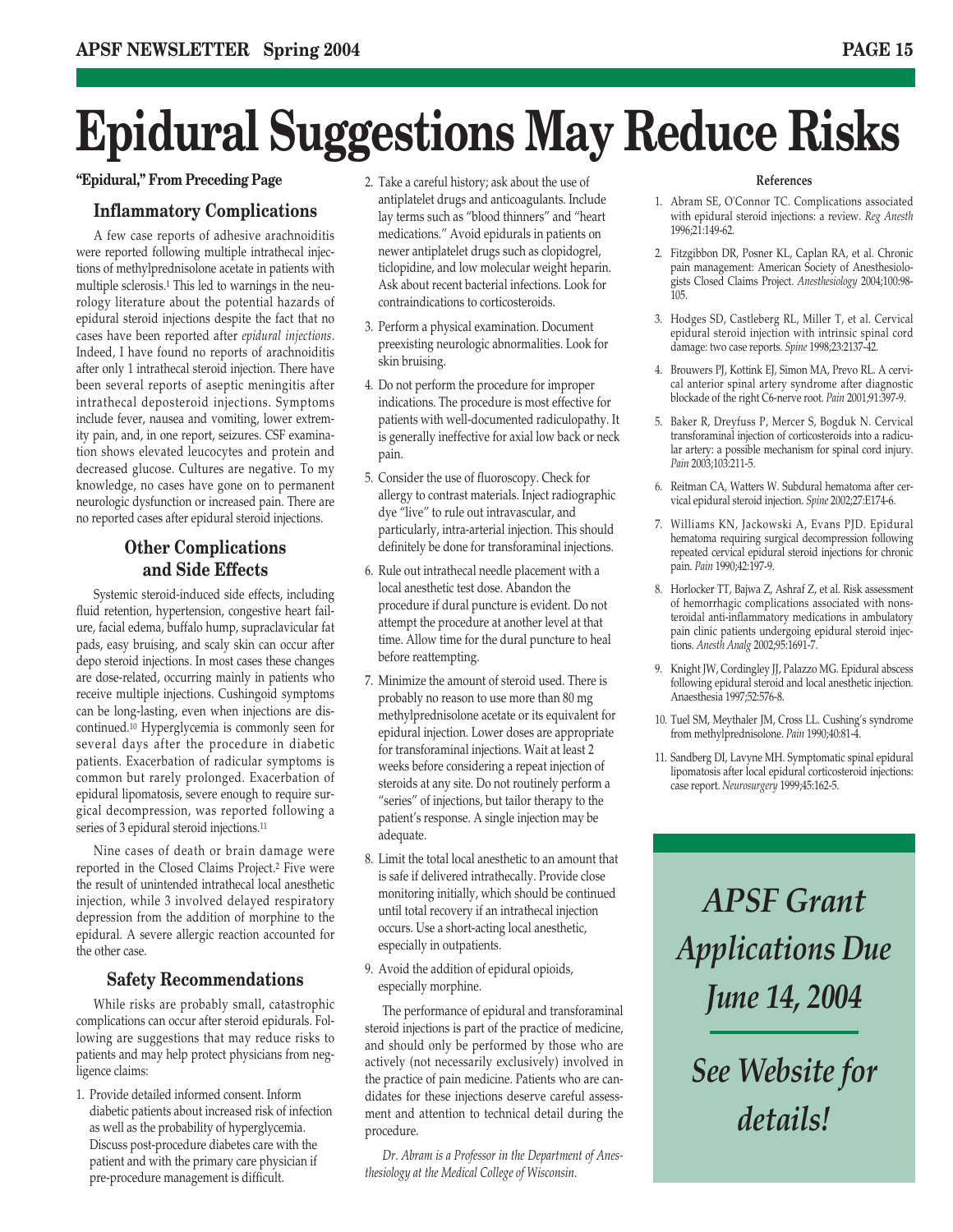# Epidural Suggestions May Reduce Risks

**"Epidural," From Preceding Page**

## Inflammatory Complications

A few case reports of adhesive arachnoiditis were reported following multiple intrathecal injections of methylprednisolone acetate in patients with multiple sclerosis.[1] This led to warnings in the neurology literature about the potential hazards of epidural steroid injections despite the fact that no cases have been reported after *epidural injections*. Indeed, I have found no reports of arachnoiditis after only 1 intrathecal steroid injection. There have been several reports of aseptic meningitis after intrathecal deposteroid injections. Symptoms include fever, nausea and vomiting, lower extremity pain, and, in one report, seizures. CSF examination shows elevated leucocytes and protein and decreased glucose. Cultures are negative. To my knowledge, no cases have gone on to permanent neurologic dysfunction or increased pain. There are no reported cases after epidural steroid injections.

## Other Complications and Side Effects

Systemic steroid-induced side effects, including fluid retention, hypertension, congestive heart failure, facial edema, buffalo hump, supraclavicular fat pads, easy bruising, and scaly skin can occur after depo steroid injections. In most cases these changes are dose-related, occurring mainly in patients who receive multiple injections. Cushingoid symptoms can be long-lasting, even when injections are discontinued.[10] Hyperglycemia is commonly seen for several days after the procedure in diabetic patients. Exacerbation of radicular symptoms is common but rarely prolonged. Exacerbation of epidural lipomatosis, severe enough to require surgical decompression, was reported following a series of 3 epidural steroid injections.[11]

Nine cases of death or brain damage were reported in the Closed Claims Project.[2] Five were the result of unintended intrathecal local anesthetic injection, while 3 involved delayed respiratory depression from the addition of morphine to the epidural. A severe allergic reaction accounted for the other case.

## Safety Recommendations

While risks are probably small, catastrophic complications can occur after steroid epidurals. Following are suggestions that may reduce risks to patients and may help protect physicians from negligence claims:

1. Provide detailed informed consent. Inform diabetic patients about increased risk of infection as well as the probability of hyperglycemia. Discuss post-procedure diabetes care with the patient and with the primary care physician if pre-procedure management is difficult.
2. Take a careful history; ask about the use of antiplatelet drugs and anticoagulants. Include lay terms such as "blood thinners" and "heart medications." Avoid epidurals in patients on newer antiplatelet drugs such as clopidogrel, ticlopidine, and low molecular weight heparin. Ask about recent bacterial infections. Look for contraindications to corticosteroids.
3. Perform a physical examination. Document preexisting neurologic abnormalities. Look for skin bruising.
4. Do not perform the procedure for improper indications. The procedure is most effective for patients with well-documented radiculopathy. It is generally ineffective for axial low back or neck pain.
5. Consider the use of fluoroscopy. Check for allergy to contrast materials. Inject radiographic dye "live" to rule out intravascular, and particularly, intra-arterial injection. This should definitely be done for transforaminal injections.
6. Rule out intrathecal needle placement with a local anesthetic test dose. Abandon the procedure if dural puncture is evident. Do not attempt the procedure at another level at that time. Allow time for the dural puncture to heal before reattempting.
7. Minimize the amount of steroid used. There is probably no reason to use more than 80 mg methylprednisolone acetate or its equivalent for epidural injection. Lower doses are appropriate for transforaminal injections. Wait at least 2 weeks before considering a repeat injection of steroids at any site. Do not routinely perform a "series" of injections, but tailor therapy to the patient's response. A single injection may be adequate.
8. Limit the total local anesthetic to an amount that is safe if delivered intrathecally. Provide close monitoring initially, which should be continued until total recovery if an intrathecal injection occurs. Use a short-acting local anesthetic, especially in outpatients.
9. Avoid the addition of epidural opioids, especially morphine.

The performance of epidural and transforaminal steroid injections is part of the practice of medicine, and should only be performed by those who are actively (not necessarily exclusively) involved in the practice of pain medicine. Patients who are candidates for these injections deserve careful assessment and attention to technical detail during the procedure.

*Dr. Abram is a Professor in the Department of Anesthesiology at the Medical College of Wisconsin.*

### References

1. Abram SE, O'Connor TC. Complications associated with epidural steroid injections: a review. *Reg Anesth* 1996;21:149-62.
2. Fitzgibbon DR, Posner KL, Caplan RA, et al. Chronic pain management: American Society of Anesthesiologists Closed Claims Project. *Anesthesiology* 2004;100:98-105.
3. Hodges SD, Castleberg RL, Miller T, et al. Cervical epidural steroid injection with intrinsic spinal cord damage: two case reports. *Spine* 1998;23:2137-42.
4. Brouwers PJ, Kottink EJ, Simon MA, Prevo RL. A cervical anterior spinal artery syndrome after diagnostic blockade of the right C6-nerve root. *Pain* 2001;91:397-9.
5. Baker R, Dreyfuss P, Mercer S, Bogduk N. Cervical transforaminal injection of corticosteroids into a radicular artery: a possible mechanism for spinal cord injury. *Pain* 2003;103:211-5.
6. Reitman CA, Watters W. Subdural hematoma after cervical epidural steroid injection. *Spine* 2002;27:E174-6.
7. Williams KN, Jackowski A, Evans PJD. Epidural hematoma requiring surgical decompression following repeated cervical epidural steroid injections for chronic pain. *Pain* 1990;42:197-9.
8. Horlocker TT, Bajwa Z, Ashraf Z, et al. Risk assessment of hemorrhagic complications associated with nonsteroidal anti-inflammatory medications in ambulatory pain clinic patients undergoing epidural steroid injections. *Anesth Analg* 2002;95:1691-7.
9. Knight JW, Cordingley JJ, Palazzo MG. Epidural abscess following epidural steroid and local anesthetic injection. Anaesthesia 1997;52:576-8.
10. Tuel SM, Meythaler JM, Cross LL. Cushing's syndrome from methylprednisolone. *Pain* 1990;40:81-4.
11. Sandberg DI, Lavyne MH. Symptomatic spinal epidural lipomatosis after local epidural corticosteroid injections: case report. *Neurosurgery* 1999;45:162-5.

***APSF Grant Applications Due June 14, 2004***

***See Website for details!***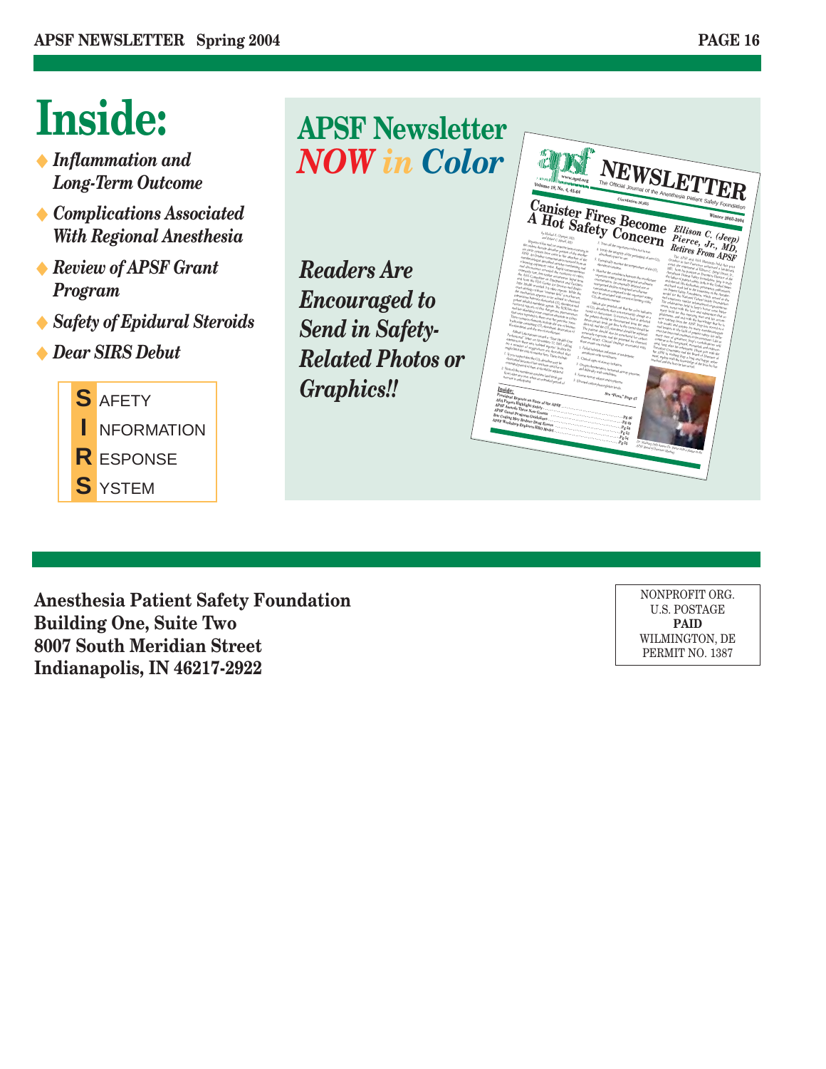# Inside:

- *Inflammation and Long-Term Outcome*
- *Complications Associated With Regional Anesthesia*
- *Review of APSF Grant Program*
- *Safety of Epidural Steroids*
- *Dear SIRS Debut*

**S** AFETY
**I** NFORMATION
**R** ESPONSE
**S** YSTEM

## APSF Newsletter *NOW in Color*

***Readers Are Encouraged to Send in Safety-Related Photos or Graphics!!***

**Anesthesia Patient Safety Foundation**
**Building One, Suite Two**
**8007 South Meridian Street**
**Indianapolis, IN 46217-2922**

NONPROFIT ORG.
U.S. POSTAGE
**PAID**
WILMINGTON, DE
PERMIT NO. 1387